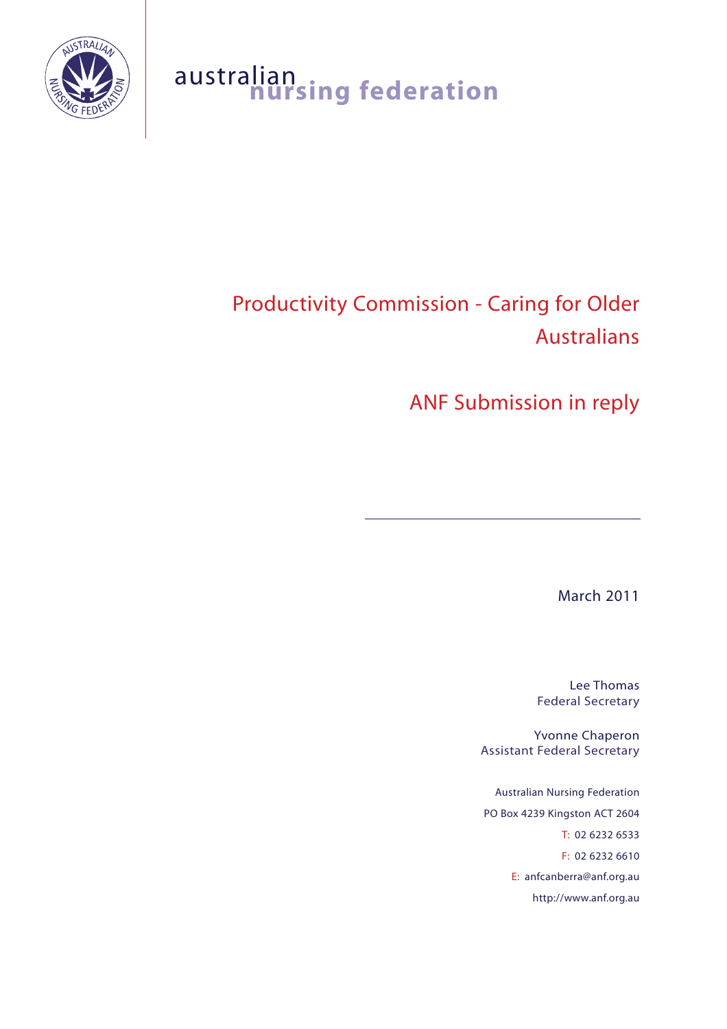australian nursing federation

# Productivity Commission - Caring for Older Australians

## ANF Submission in reply

March 2011

Lee Thomas
Federal Secretary

Yvonne Chaperon
Assistant Federal Secretary

Australian Nursing Federation
PO Box 4239 Kingston ACT 2604
T: 02 6232 6533
F: 02 6232 6610
E: anfcanberra@anf.org.au
http://www.anf.org.au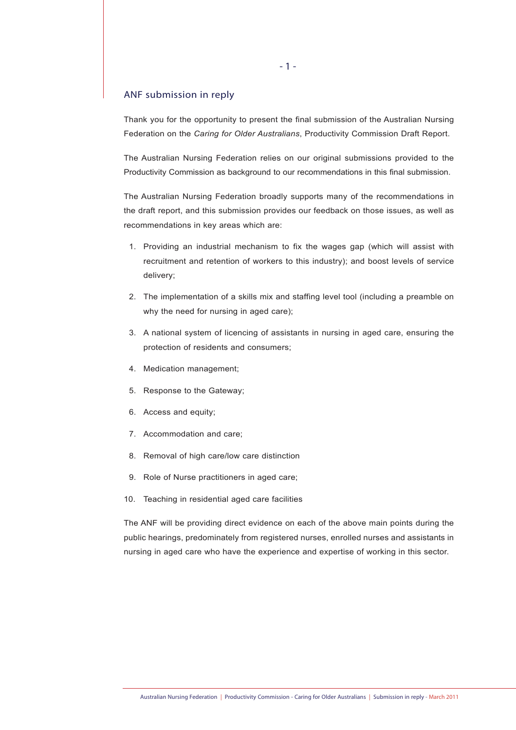## ANF submission in reply

Thank you for the opportunity to present the final submission of the Australian Nursing Federation on the *Caring for Older Australians*, Productivity Commission Draft Report.

The Australian Nursing Federation relies on our original submissions provided to the Productivity Commission as background to our recommendations in this final submission.

The Australian Nursing Federation broadly supports many of the recommendations in the draft report, and this submission provides our feedback on those issues, as well as recommendations in key areas which are:

1. Providing an industrial mechanism to fix the wages gap (which will assist with recruitment and retention of workers to this industry); and boost levels of service delivery;
2. The implementation of a skills mix and staffing level tool (including a preamble on why the need for nursing in aged care);
3. A national system of licencing of assistants in nursing in aged care, ensuring the protection of residents and consumers;
4. Medication management;
5. Response to the Gateway;
6. Access and equity;
7. Accommodation and care;
8. Removal of high care/low care distinction
9. Role of Nurse practitioners in aged care;
10. Teaching in residential aged care facilities

The ANF will be providing direct evidence on each of the above main points during the public hearings, predominately from registered nurses, enrolled nurses and assistants in nursing in aged care who have the experience and expertise of working in this sector.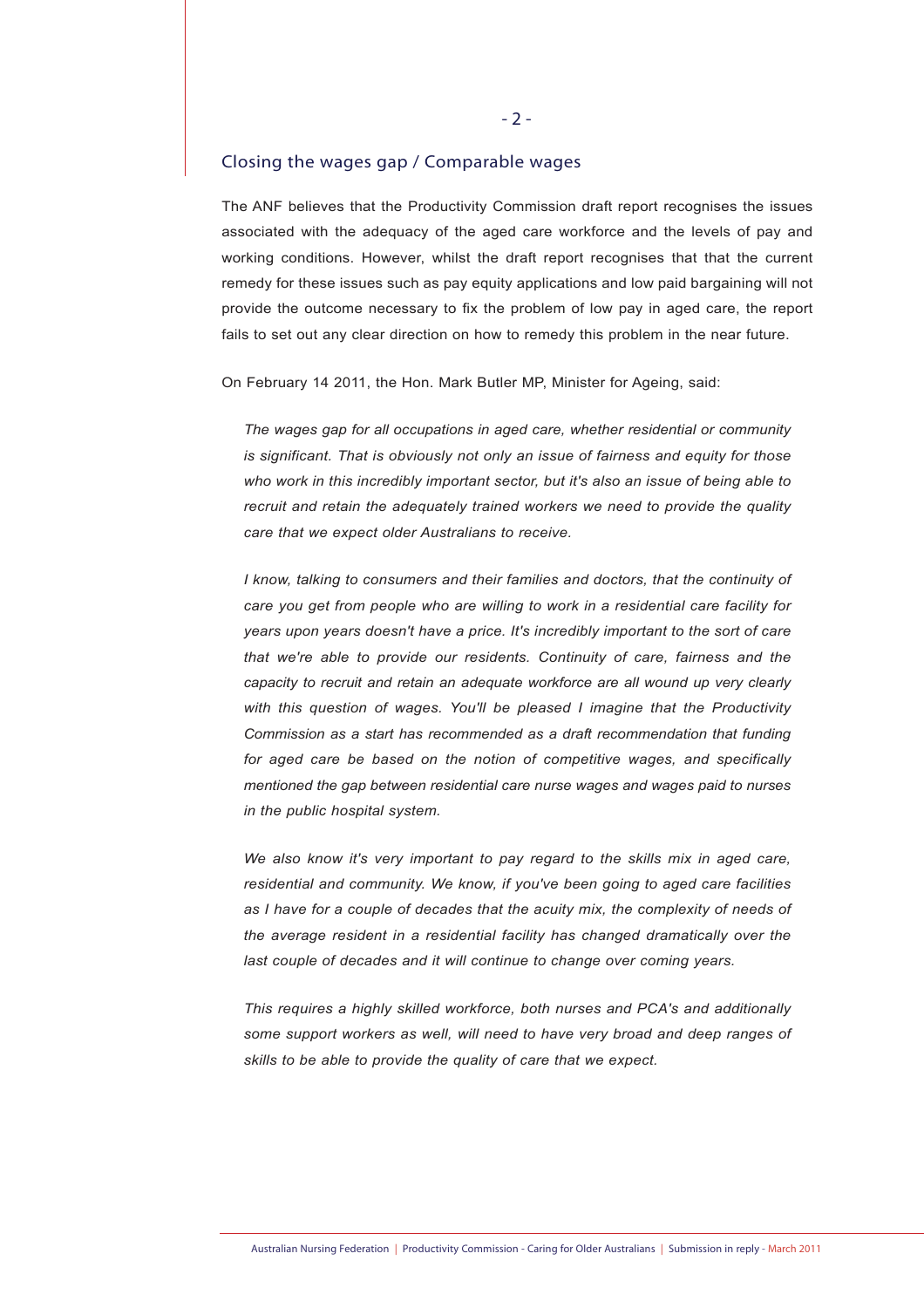## Closing the wages gap / Comparable wages

The ANF believes that the Productivity Commission draft report recognises the issues associated with the adequacy of the aged care workforce and the levels of pay and working conditions. However, whilst the draft report recognises that that the current remedy for these issues such as pay equity applications and low paid bargaining will not provide the outcome necessary to fix the problem of low pay in aged care, the report fails to set out any clear direction on how to remedy this problem in the near future.

On February 14 2011, the Hon. Mark Butler MP, Minister for Ageing, said:

> *The wages gap for all occupations in aged care, whether residential or community is significant. That is obviously not only an issue of fairness and equity for those who work in this incredibly important sector, but it's also an issue of being able to recruit and retain the adequately trained workers we need to provide the quality care that we expect older Australians to receive.*
>
> *I know, talking to consumers and their families and doctors, that the continuity of care you get from people who are willing to work in a residential care facility for years upon years doesn't have a price. It's incredibly important to the sort of care that we're able to provide our residents. Continuity of care, fairness and the capacity to recruit and retain an adequate workforce are all wound up very clearly with this question of wages. You'll be pleased I imagine that the Productivity Commission as a start has recommended as a draft recommendation that funding for aged care be based on the notion of competitive wages, and specifically mentioned the gap between residential care nurse wages and wages paid to nurses in the public hospital system.*
>
> *We also know it's very important to pay regard to the skills mix in aged care, residential and community. We know, if you've been going to aged care facilities as I have for a couple of decades that the acuity mix, the complexity of needs of the average resident in a residential facility has changed dramatically over the last couple of decades and it will continue to change over coming years.*
>
> *This requires a highly skilled workforce, both nurses and PCA's and additionally some support workers as well, will need to have very broad and deep ranges of skills to be able to provide the quality of care that we expect.*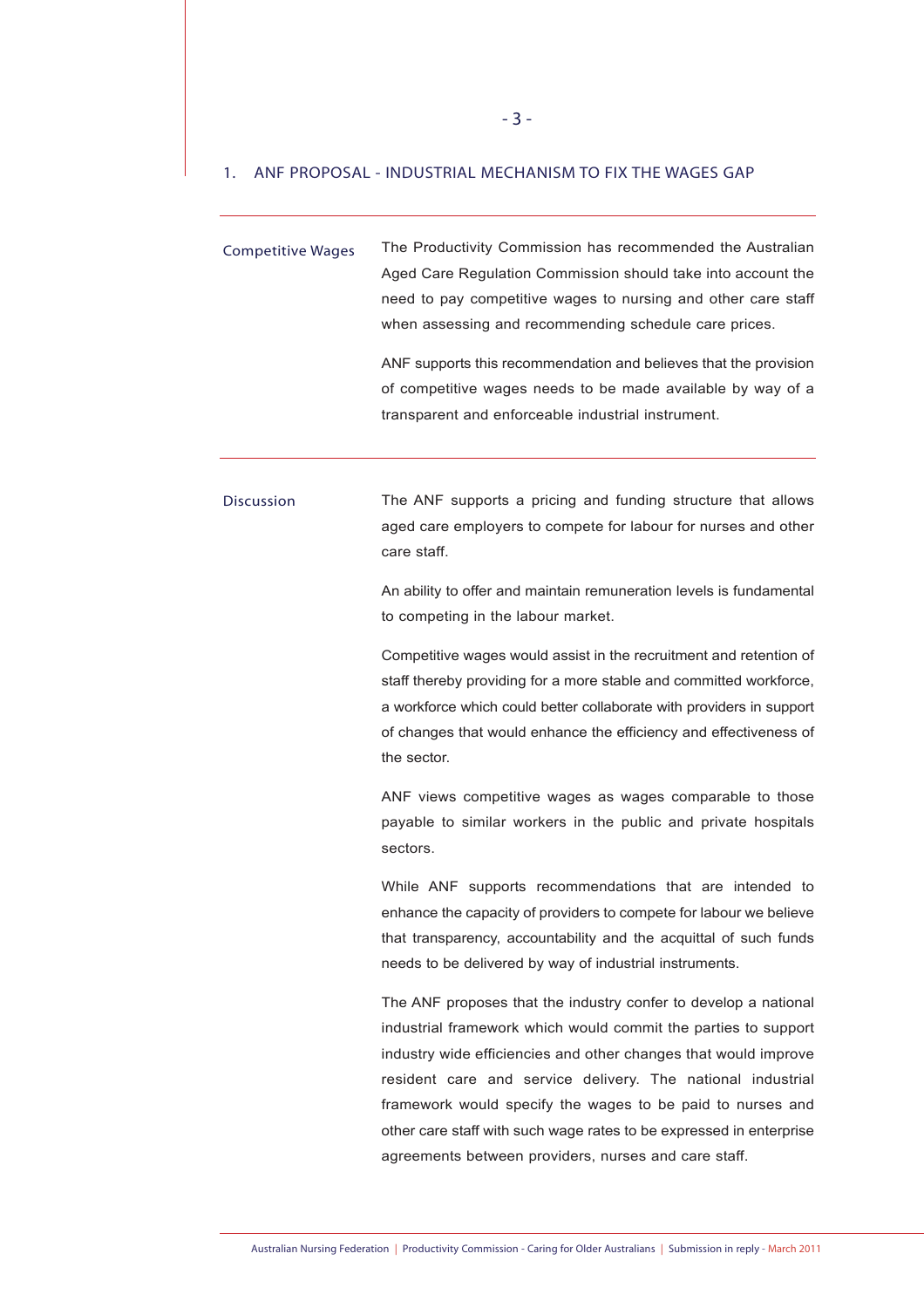## 1. ANF PROPOSAL - INDUSTRIAL MECHANISM TO FIX THE WAGES GAP

---

**Competitive Wages**

The Productivity Commission has recommended the Australian Aged Care Regulation Commission should take into account the need to pay competitive wages to nursing and other care staff when assessing and recommending schedule care prices.

ANF supports this recommendation and believes that the provision of competitive wages needs to be made available by way of a transparent and enforceable industrial instrument.

---

**Discussion**

The ANF supports a pricing and funding structure that allows aged care employers to compete for labour for nurses and other care staff.

An ability to offer and maintain remuneration levels is fundamental to competing in the labour market.

Competitive wages would assist in the recruitment and retention of staff thereby providing for a more stable and committed workforce, a workforce which could better collaborate with providers in support of changes that would enhance the efficiency and effectiveness of the sector.

ANF views competitive wages as wages comparable to those payable to similar workers in the public and private hospitals sectors.

While ANF supports recommendations that are intended to enhance the capacity of providers to compete for labour we believe that transparency, accountability and the acquittal of such funds needs to be delivered by way of industrial instruments.

The ANF proposes that the industry confer to develop a national industrial framework which would commit the parties to support industry wide efficiencies and other changes that would improve resident care and service delivery. The national industrial framework would specify the wages to be paid to nurses and other care staff with such wage rates to be expressed in enterprise agreements between providers, nurses and care staff.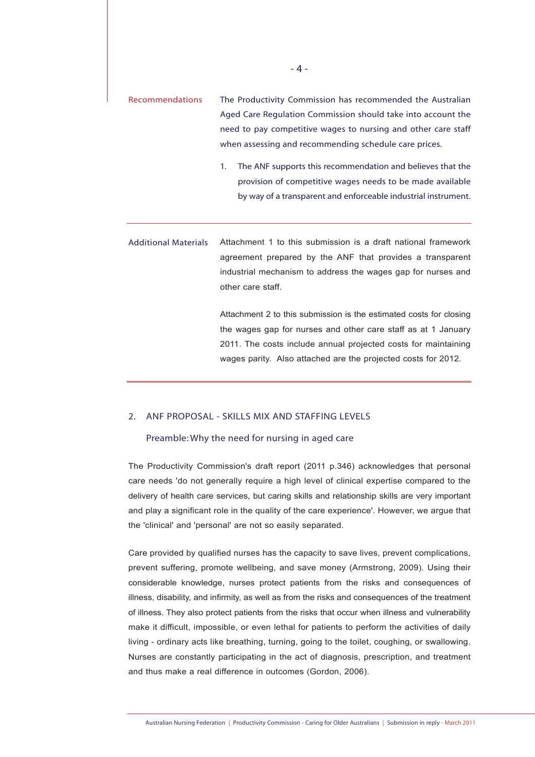**Recommendations**

The Productivity Commission has recommended the Australian Aged Care Regulation Commission should take into account the need to pay competitive wages to nursing and other care staff when assessing and recommending schedule care prices.

1. The ANF supports this recommendation and believes that the provision of competitive wages needs to be made available by way of a transparent and enforceable industrial instrument.

**Additional Materials**

Attachment 1 to this submission is a draft national framework agreement prepared by the ANF that provides a transparent industrial mechanism to address the wages gap for nurses and other care staff.

Attachment 2 to this submission is the estimated costs for closing the wages gap for nurses and other care staff as at 1 January 2011. The costs include annual projected costs for maintaining wages parity. Also attached are the projected costs for 2012.

## 2. ANF PROPOSAL - SKILLS MIX AND STAFFING LEVELS

### Preamble: Why the need for nursing in aged care

The Productivity Commission's draft report (2011 p.346) acknowledges that personal care needs 'do not generally require a high level of clinical expertise compared to the delivery of health care services, but caring skills and relationship skills are very important and play a significant role in the quality of the care experience'. However, we argue that the 'clinical' and 'personal' are not so easily separated.

Care provided by qualified nurses has the capacity to save lives, prevent complications, prevent suffering, promote wellbeing, and save money (Armstrong, 2009). Using their considerable knowledge, nurses protect patients from the risks and consequences of illness, disability, and infirmity, as well as from the risks and consequences of the treatment of illness. They also protect patients from the risks that occur when illness and vulnerability make it difficult, impossible, or even lethal for patients to perform the activities of daily living - ordinary acts like breathing, turning, going to the toilet, coughing, or swallowing. Nurses are constantly participating in the act of diagnosis, prescription, and treatment and thus make a real difference in outcomes (Gordon, 2006).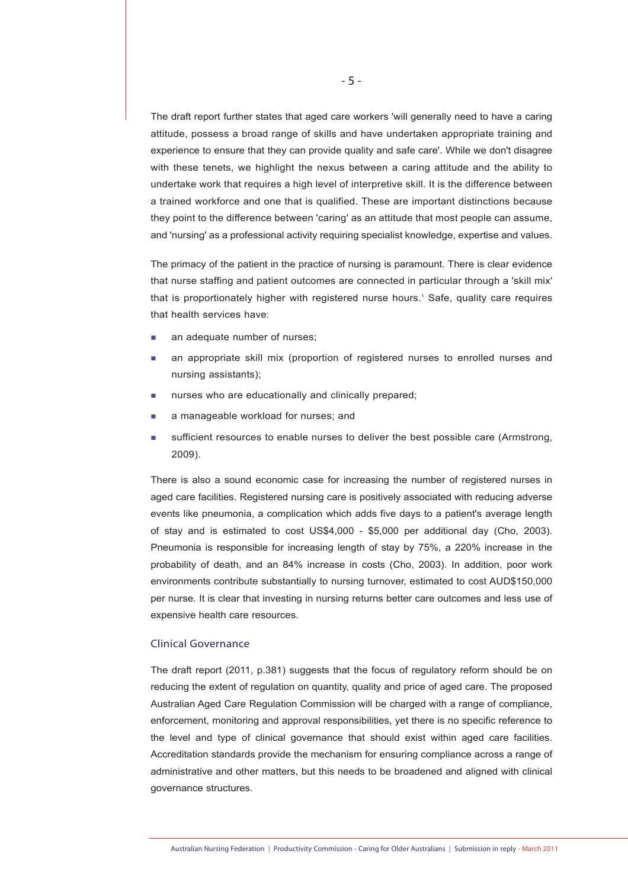The draft report further states that aged care workers 'will generally need to have a caring attitude, possess a broad range of skills and have undertaken appropriate training and experience to ensure that they can provide quality and safe care'. While we don't disagree with these tenets, we highlight the nexus between a caring attitude and the ability to undertake work that requires a high level of interpretive skill. It is the difference between a trained workforce and one that is qualified. These are important distinctions because they point to the difference between 'caring' as an attitude that most people can assume, and 'nursing' as a professional activity requiring specialist knowledge, expertise and values.

The primacy of the patient in the practice of nursing is paramount. There is clear evidence that nurse staffing and patient outcomes are connected in particular through a 'skill mix' that is proportionately higher with registered nurse hours.[1] Safe, quality care requires that health services have:

- an adequate number of nurses;
- an appropriate skill mix (proportion of registered nurses to enrolled nurses and nursing assistants);
- nurses who are educationally and clinically prepared;
- a manageable workload for nurses; and
- sufficient resources to enable nurses to deliver the best possible care (Armstrong, 2009).

There is also a sound economic case for increasing the number of registered nurses in aged care facilities. Registered nursing care is positively associated with reducing adverse events like pneumonia, a complication which adds five days to a patient's average length of stay and is estimated to cost US$4,000 - $5,000 per additional day (Cho, 2003). Pneumonia is responsible for increasing length of stay by 75%, a 220% increase in the probability of death, and an 84% increase in costs (Cho, 2003). In addition, poor work environments contribute substantially to nursing turnover, estimated to cost AUD$150,000 per nurse. It is clear that investing in nursing returns better care outcomes and less use of expensive health care resources.

## Clinical Governance

The draft report (2011, p.381) suggests that the focus of regulatory reform should be on reducing the extent of regulation on quantity, quality and price of aged care. The proposed Australian Aged Care Regulation Commission will be charged with a range of compliance, enforcement, monitoring and approval responsibilities, yet there is no specific reference to the level and type of clinical governance that should exist within aged care facilities. Accreditation standards provide the mechanism for ensuring compliance across a range of administrative and other matters, but this needs to be broadened and aligned with clinical governance structures.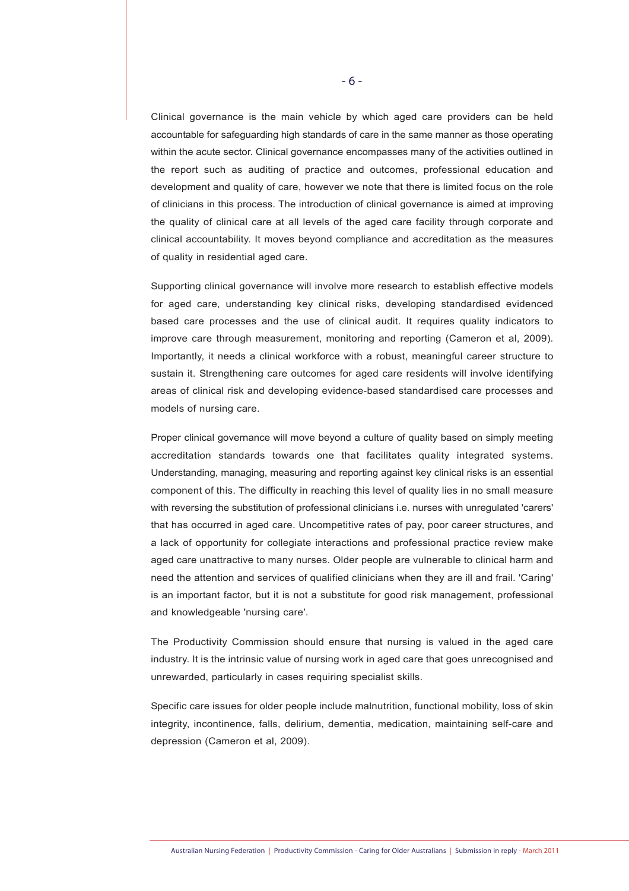Clinical governance is the main vehicle by which aged care providers can be held accountable for safeguarding high standards of care in the same manner as those operating within the acute sector. Clinical governance encompasses many of the activities outlined in the report such as auditing of practice and outcomes, professional education and development and quality of care, however we note that there is limited focus on the role of clinicians in this process. The introduction of clinical governance is aimed at improving the quality of clinical care at all levels of the aged care facility through corporate and clinical accountability. It moves beyond compliance and accreditation as the measures of quality in residential aged care.

Supporting clinical governance will involve more research to establish effective models for aged care, understanding key clinical risks, developing standardised evidenced based care processes and the use of clinical audit. It requires quality indicators to improve care through measurement, monitoring and reporting (Cameron et al, 2009). Importantly, it needs a clinical workforce with a robust, meaningful career structure to sustain it. Strengthening care outcomes for aged care residents will involve identifying areas of clinical risk and developing evidence-based standardised care processes and models of nursing care.

Proper clinical governance will move beyond a culture of quality based on simply meeting accreditation standards towards one that facilitates quality integrated systems. Understanding, managing, measuring and reporting against key clinical risks is an essential component of this. The difficulty in reaching this level of quality lies in no small measure with reversing the substitution of professional clinicians i.e. nurses with unregulated 'carers' that has occurred in aged care. Uncompetitive rates of pay, poor career structures, and a lack of opportunity for collegiate interactions and professional practice review make aged care unattractive to many nurses. Older people are vulnerable to clinical harm and need the attention and services of qualified clinicians when they are ill and frail. 'Caring' is an important factor, but it is not a substitute for good risk management, professional and knowledgeable 'nursing care'.

The Productivity Commission should ensure that nursing is valued in the aged care industry. It is the intrinsic value of nursing work in aged care that goes unrecognised and unrewarded, particularly in cases requiring specialist skills.

Specific care issues for older people include malnutrition, functional mobility, loss of skin integrity, incontinence, falls, delirium, dementia, medication, maintaining self-care and depression (Cameron et al, 2009).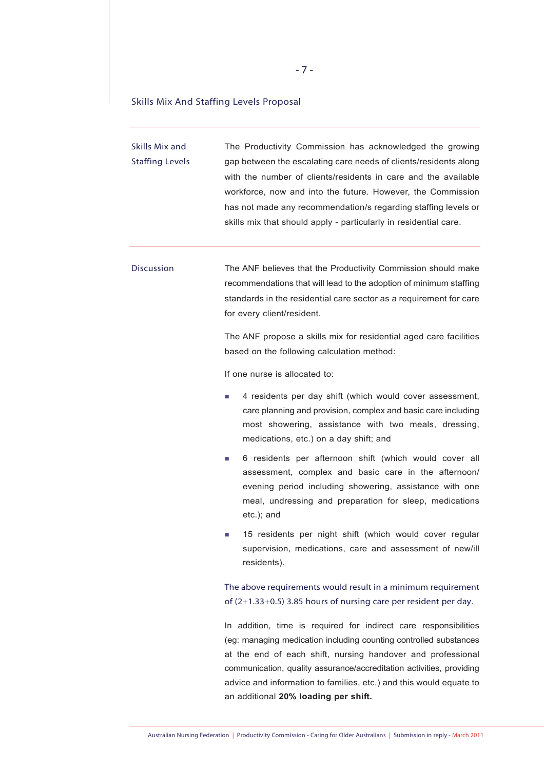## Skills Mix And Staffing Levels Proposal

**Skills Mix and Staffing Levels**

The Productivity Commission has acknowledged the growing gap between the escalating care needs of clients/residents along with the number of clients/residents in care and the available workforce, now and into the future. However, the Commission has not made any recommendation/s regarding staffing levels or skills mix that should apply - particularly in residential care.

**Discussion**

The ANF believes that the Productivity Commission should make recommendations that will lead to the adoption of minimum staffing standards in the residential care sector as a requirement for care for every client/resident.

The ANF propose a skills mix for residential aged care facilities based on the following calculation method:

If one nurse is allocated to:

- 4 residents per day shift (which would cover assessment, care planning and provision, complex and basic care including most showering, assistance with two meals, dressing, medications, etc.) on a day shift; and
- 6 residents per afternoon shift (which would cover all assessment, complex and basic care in the afternoon/ evening period including showering, assistance with one meal, undressing and preparation for sleep, medications etc.); and
- 15 residents per night shift (which would cover regular supervision, medications, care and assessment of new/ill residents).

The above requirements would result in a minimum requirement of (2+1.33+0.5) 3.85 hours of nursing care per resident per day.

In addition, time is required for indirect care responsibilities (eg: managing medication including counting controlled substances at the end of each shift, nursing handover and professional communication, quality assurance/accreditation activities, providing advice and information to families, etc.) and this would equate to an additional **20% loading per shift.**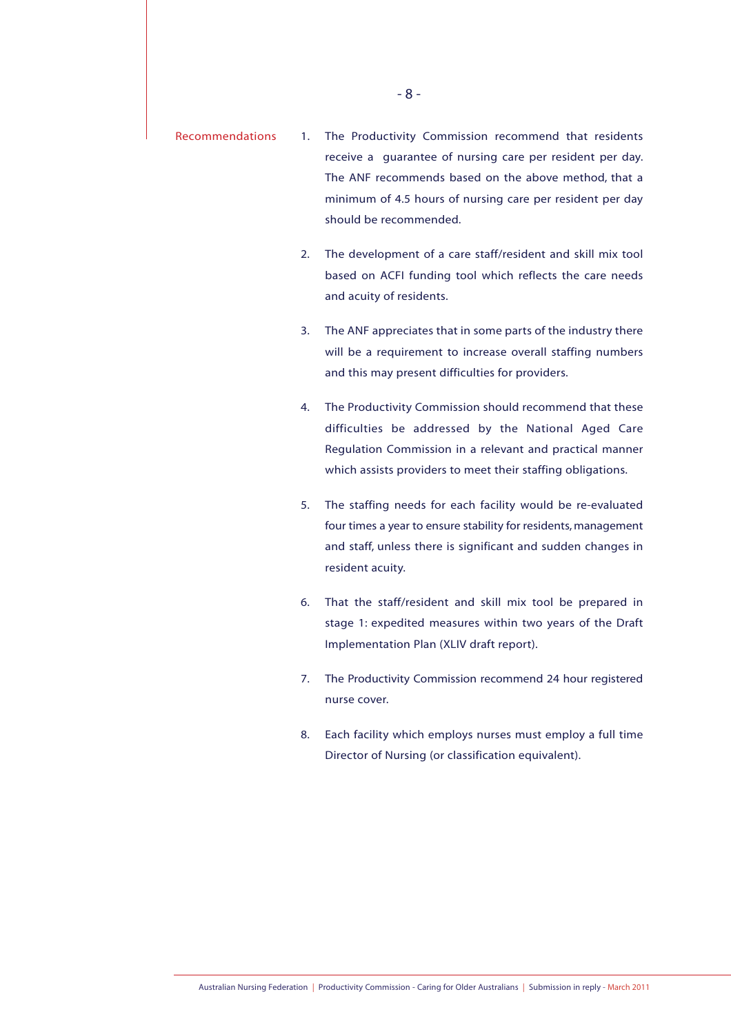## Recommendations

1. The Productivity Commission recommend that residents receive a guarantee of nursing care per resident per day. The ANF recommends based on the above method, that a minimum of 4.5 hours of nursing care per resident per day should be recommended.

2. The development of a care staff/resident and skill mix tool based on ACFI funding tool which reflects the care needs and acuity of residents.

3. The ANF appreciates that in some parts of the industry there will be a requirement to increase overall staffing numbers and this may present difficulties for providers.

4. The Productivity Commission should recommend that these difficulties be addressed by the National Aged Care Regulation Commission in a relevant and practical manner which assists providers to meet their staffing obligations.

5. The staffing needs for each facility would be re-evaluated four times a year to ensure stability for residents, management and staff, unless there is significant and sudden changes in resident acuity.

6. That the staff/resident and skill mix tool be prepared in stage 1: expedited measures within two years of the Draft Implementation Plan (XLIV draft report).

7. The Productivity Commission recommend 24 hour registered nurse cover.

8. Each facility which employs nurses must employ a full time Director of Nursing (or classification equivalent).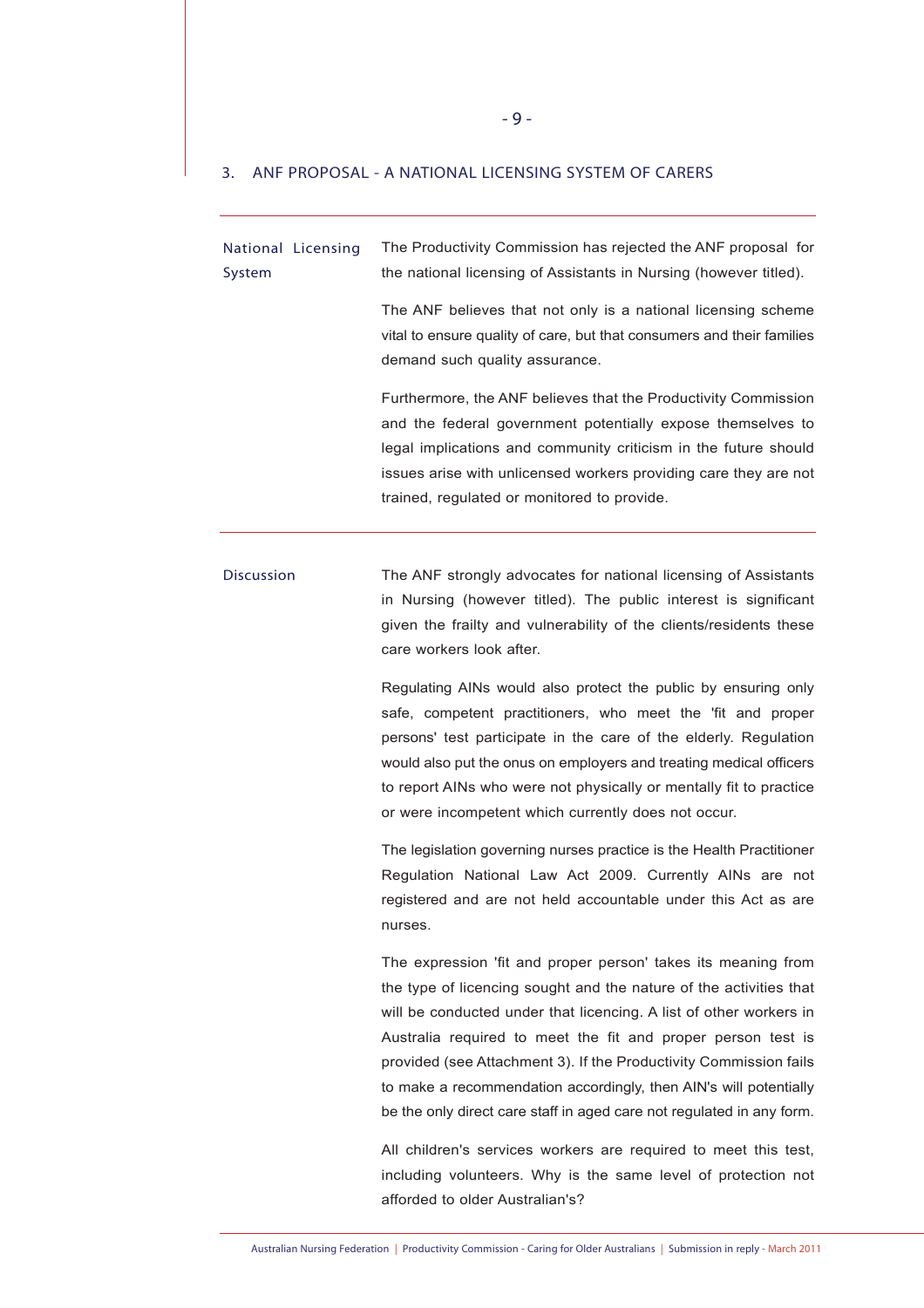## 3. ANF PROPOSAL - A NATIONAL LICENSING SYSTEM OF CARERS

**National Licensing System**

The Productivity Commission has rejected the ANF proposal for the national licensing of Assistants in Nursing (however titled).

The ANF believes that not only is a national licensing scheme vital to ensure quality of care, but that consumers and their families demand such quality assurance.

Furthermore, the ANF believes that the Productivity Commission and the federal government potentially expose themselves to legal implications and community criticism in the future should issues arise with unlicensed workers providing care they are not trained, regulated or monitored to provide.

**Discussion**

The ANF strongly advocates for national licensing of Assistants in Nursing (however titled). The public interest is significant given the frailty and vulnerability of the clients/residents these care workers look after.

Regulating AINs would also protect the public by ensuring only safe, competent practitioners, who meet the 'fit and proper persons' test participate in the care of the elderly. Regulation would also put the onus on employers and treating medical officers to report AINs who were not physically or mentally fit to practice or were incompetent which currently does not occur.

The legislation governing nurses practice is the Health Practitioner Regulation National Law Act 2009. Currently AINs are not registered and are not held accountable under this Act as are nurses.

The expression 'fit and proper person' takes its meaning from the type of licencing sought and the nature of the activities that will be conducted under that licencing. A list of other workers in Australia required to meet the fit and proper person test is provided (see Attachment 3). If the Productivity Commission fails to make a recommendation accordingly, then AIN's will potentially be the only direct care staff in aged care not regulated in any form.

All children's services workers are required to meet this test, including volunteers. Why is the same level of protection not afforded to older Australian's?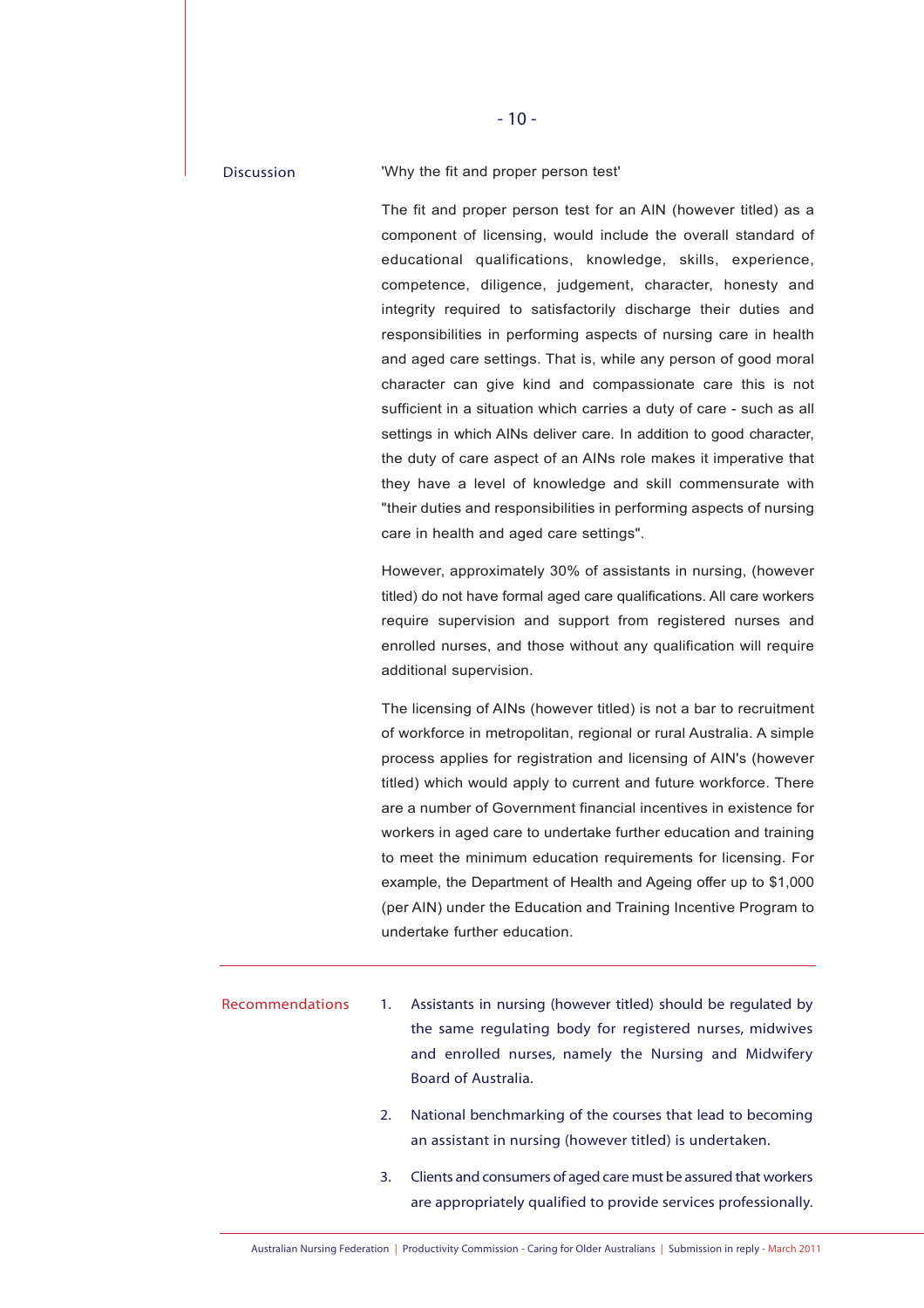## Discussion

'Why the fit and proper person test'

The fit and proper person test for an AIN (however titled) as a component of licensing, would include the overall standard of educational qualifications, knowledge, skills, experience, competence, diligence, judgement, character, honesty and integrity required to satisfactorily discharge their duties and responsibilities in performing aspects of nursing care in health and aged care settings. That is, while any person of good moral character can give kind and compassionate care this is not sufficient in a situation which carries a duty of care - such as all settings in which AINs deliver care. In addition to good character, the duty of care aspect of an AINs role makes it imperative that they have a level of knowledge and skill commensurate with "their duties and responsibilities in performing aspects of nursing care in health and aged care settings".

However, approximately 30% of assistants in nursing, (however titled) do not have formal aged care qualifications. All care workers require supervision and support from registered nurses and enrolled nurses, and those without any qualification will require additional supervision.

The licensing of AINs (however titled) is not a bar to recruitment of workforce in metropolitan, regional or rural Australia. A simple process applies for registration and licensing of AIN's (however titled) which would apply to current and future workforce. There are a number of Government financial incentives in existence for workers in aged care to undertake further education and training to meet the minimum education requirements for licensing. For example, the Department of Health and Ageing offer up to $1,000 (per AIN) under the Education and Training Incentive Program to undertake further education.

## Recommendations

1. Assistants in nursing (however titled) should be regulated by the same regulating body for registered nurses, midwives and enrolled nurses, namely the Nursing and Midwifery Board of Australia.
2. National benchmarking of the courses that lead to becoming an assistant in nursing (however titled) is undertaken.
3. Clients and consumers of aged care must be assured that workers are appropriately qualified to provide services professionally.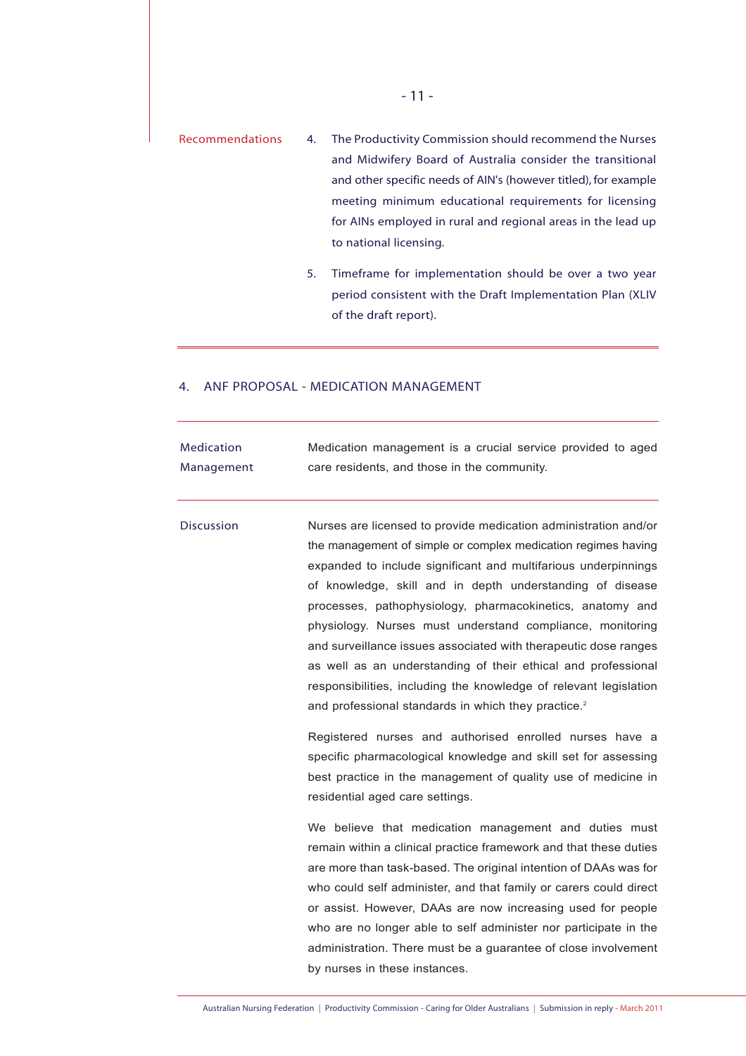**Recommendations**

4. The Productivity Commission should recommend the Nurses and Midwifery Board of Australia consider the transitional and other specific needs of AIN's (however titled), for example meeting minimum educational requirements for licensing for AINs employed in rural and regional areas in the lead up to national licensing.
5. Timeframe for implementation should be over a two year period consistent with the Draft Implementation Plan (XLIV of the draft report).

## 4. ANF PROPOSAL - MEDICATION MANAGEMENT

**Medication Management**

Medication management is a crucial service provided to aged care residents, and those in the community.

**Discussion**

Nurses are licensed to provide medication administration and/or the management of simple or complex medication regimes having expanded to include significant and multifarious underpinnings of knowledge, skill and in depth understanding of disease processes, pathophysiology, pharmacokinetics, anatomy and physiology. Nurses must understand compliance, monitoring and surveillance issues associated with therapeutic dose ranges as well as an understanding of their ethical and professional responsibilities, including the knowledge of relevant legislation and professional standards in which they practice.[2]

Registered nurses and authorised enrolled nurses have a specific pharmacological knowledge and skill set for assessing best practice in the management of quality use of medicine in residential aged care settings.

We believe that medication management and duties must remain within a clinical practice framework and that these duties are more than task-based. The original intention of DAAs was for who could self administer, and that family or carers could direct or assist. However, DAAs are now increasing used for people who are no longer able to self administer nor participate in the administration. There must be a guarantee of close involvement by nurses in these instances.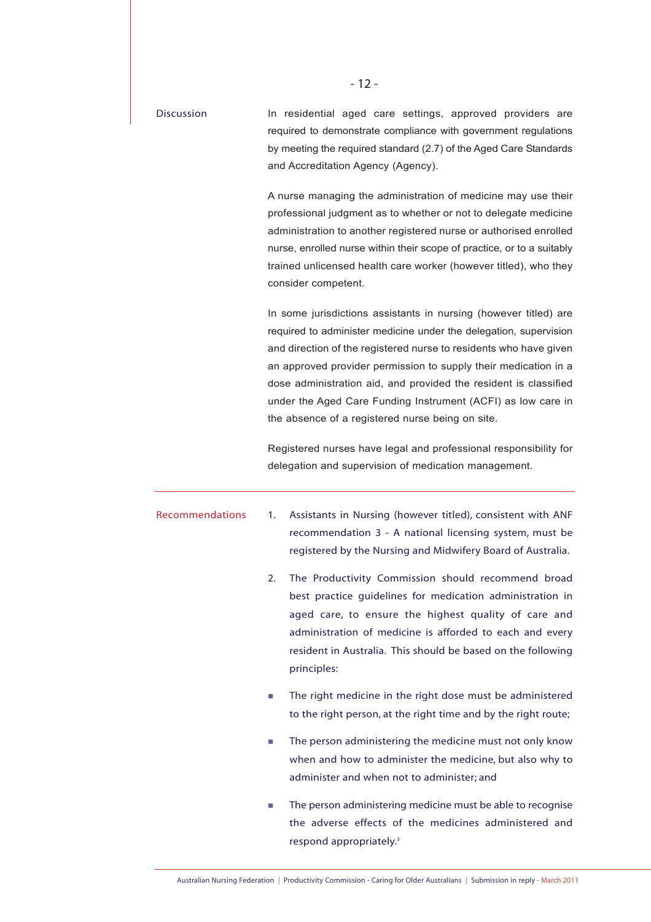## Discussion

In residential aged care settings, approved providers are required to demonstrate compliance with government regulations by meeting the required standard (2.7) of the Aged Care Standards and Accreditation Agency (Agency).

A nurse managing the administration of medicine may use their professional judgment as to whether or not to delegate medicine administration to another registered nurse or authorised enrolled nurse, enrolled nurse within their scope of practice, or to a suitably trained unlicensed health care worker (however titled), who they consider competent.

In some jurisdictions assistants in nursing (however titled) are required to administer medicine under the delegation, supervision and direction of the registered nurse to residents who have given an approved provider permission to supply their medication in a dose administration aid, and provided the resident is classified under the Aged Care Funding Instrument (ACFI) as low care in the absence of a registered nurse being on site.

Registered nurses have legal and professional responsibility for delegation and supervision of medication management.

## Recommendations

1. Assistants in Nursing (however titled), consistent with ANF recommendation 3 - A national licensing system, must be registered by the Nursing and Midwifery Board of Australia.

2. The Productivity Commission should recommend broad best practice guidelines for medication administration in aged care, to ensure the highest quality of care and administration of medicine is afforded to each and every resident in Australia. This should be based on the following principles:

- The right medicine in the right dose must be administered to the right person, at the right time and by the right route;
- The person administering the medicine must not only know when and how to administer the medicine, but also why to administer and when not to administer; and
- The person administering medicine must be able to recognise the adverse effects of the medicines administered and respond appropriately.[3]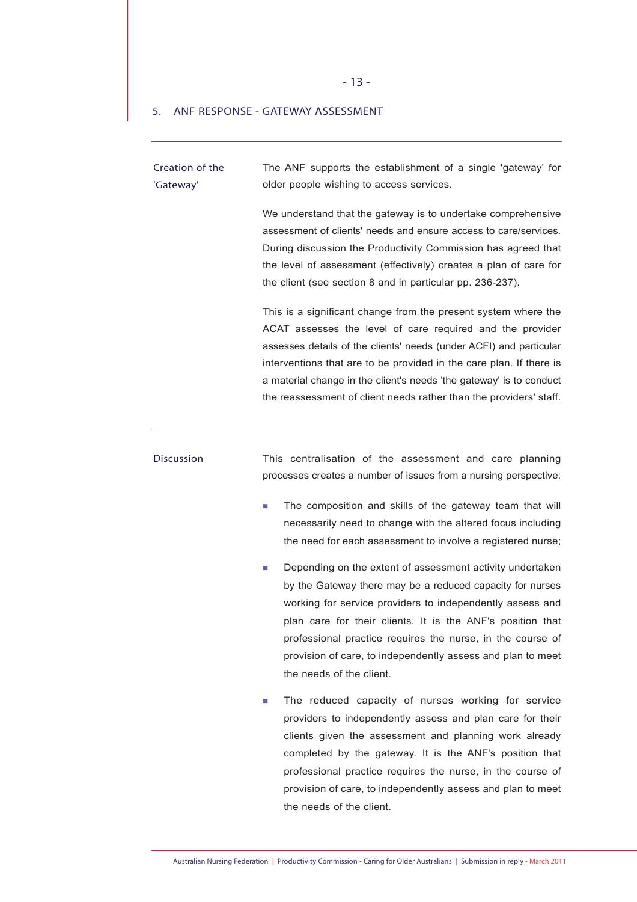## 5. ANF RESPONSE - GATEWAY ASSESSMENT

**Creation of the 'Gateway'**

The ANF supports the establishment of a single 'gateway' for older people wishing to access services.

We understand that the gateway is to undertake comprehensive assessment of clients' needs and ensure access to care/services. During discussion the Productivity Commission has agreed that the level of assessment (effectively) creates a plan of care for the client (see section 8 and in particular pp. 236-237).

This is a significant change from the present system where the ACAT assesses the level of care required and the provider assesses details of the clients' needs (under ACFI) and particular interventions that are to be provided in the care plan. If there is a material change in the client's needs 'the gateway' is to conduct the reassessment of client needs rather than the providers' staff.

**Discussion**

This centralisation of the assessment and care planning processes creates a number of issues from a nursing perspective:

- The composition and skills of the gateway team that will necessarily need to change with the altered focus including the need for each assessment to involve a registered nurse;
- Depending on the extent of assessment activity undertaken by the Gateway there may be a reduced capacity for nurses working for service providers to independently assess and plan care for their clients. It is the ANF's position that professional practice requires the nurse, in the course of provision of care, to independently assess and plan to meet the needs of the client.
- The reduced capacity of nurses working for service providers to independently assess and plan care for their clients given the assessment and planning work already completed by the gateway. It is the ANF's position that professional practice requires the nurse, in the course of provision of care, to independently assess and plan to meet the needs of the client.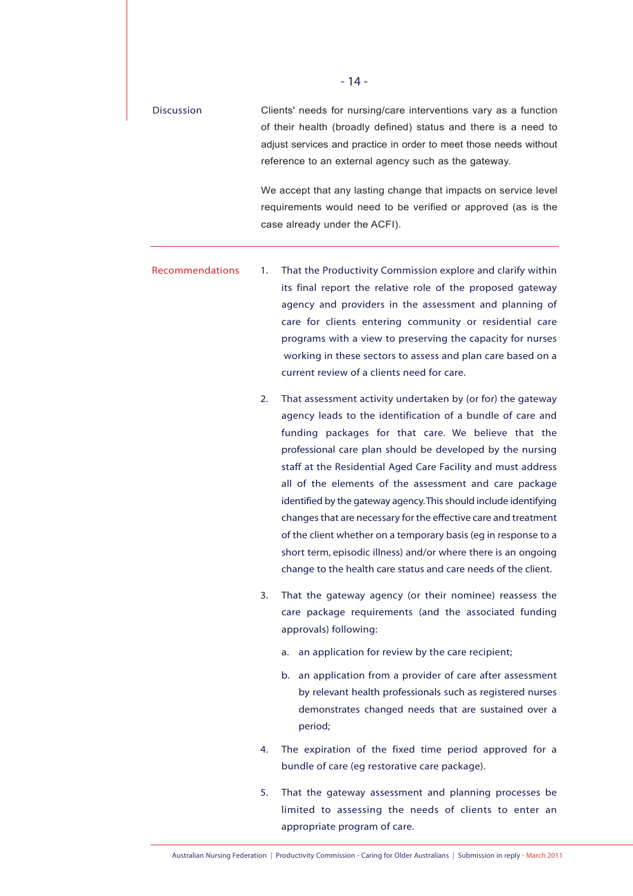**Discussion**

Clients' needs for nursing/care interventions vary as a function of their health (broadly defined) status and there is a need to adjust services and practice in order to meet those needs without reference to an external agency such as the gateway.

We accept that any lasting change that impacts on service level requirements would need to be verified or approved (as is the case already under the ACFI).

---

**Recommendations**

1. That the Productivity Commission explore and clarify within its final report the relative role of the proposed gateway agency and providers in the assessment and planning of care for clients entering community or residential care programs with a view to preserving the capacity for nurses working in these sectors to assess and plan care based on a current review of a clients need for care.

2. That assessment activity undertaken by (or for) the gateway agency leads to the identification of a bundle of care and funding packages for that care. We believe that the professional care plan should be developed by the nursing staff at the Residential Aged Care Facility and must address all of the elements of the assessment and care package identified by the gateway agency. This should include identifying changes that are necessary for the effective care and treatment of the client whether on a temporary basis (eg in response to a short term, episodic illness) and/or where there is an ongoing change to the health care status and care needs of the client.

3. That the gateway agency (or their nominee) reassess the care package requirements (and the associated funding approvals) following:

   a. an application for review by the care recipient;

   b. an application from a provider of care after assessment by relevant health professionals such as registered nurses demonstrates changed needs that are sustained over a period;

4. The expiration of the fixed time period approved for a bundle of care (eg restorative care package).

5. That the gateway assessment and planning processes be limited to assessing the needs of clients to enter an appropriate program of care.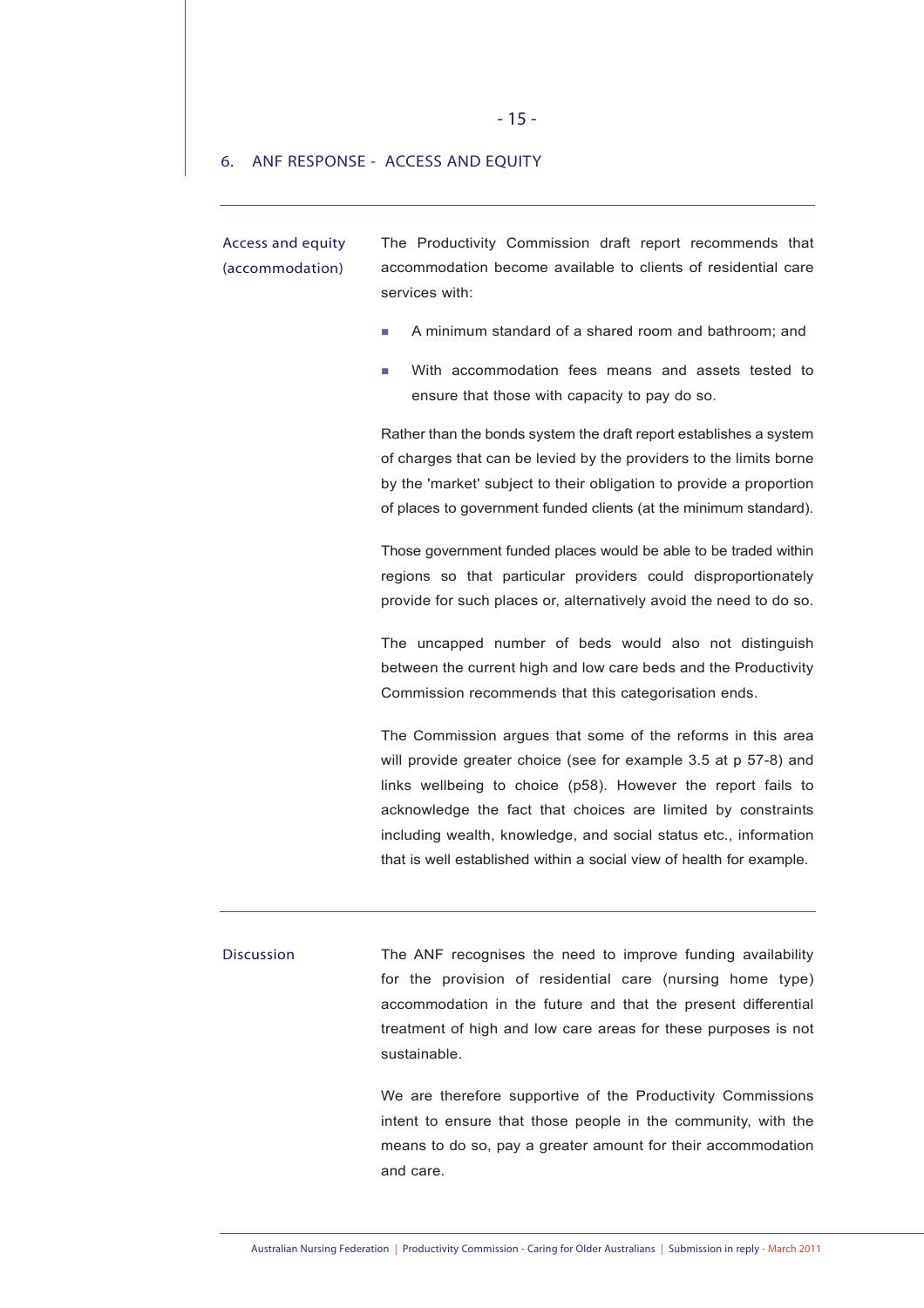## 6. ANF RESPONSE - ACCESS AND EQUITY

**Access and equity (accommodation)**

The Productivity Commission draft report recommends that accommodation become available to clients of residential care services with:

- A minimum standard of a shared room and bathroom; and
- With accommodation fees means and assets tested to ensure that those with capacity to pay do so.

Rather than the bonds system the draft report establishes a system of charges that can be levied by the providers to the limits borne by the 'market' subject to their obligation to provide a proportion of places to government funded clients (at the minimum standard).

Those government funded places would be able to be traded within regions so that particular providers could disproportionately provide for such places or, alternatively avoid the need to do so.

The uncapped number of beds would also not distinguish between the current high and low care beds and the Productivity Commission recommends that this categorisation ends.

The Commission argues that some of the reforms in this area will provide greater choice (see for example 3.5 at p 57-8) and links wellbeing to choice (p58). However the report fails to acknowledge the fact that choices are limited by constraints including wealth, knowledge, and social status etc., information that is well established within a social view of health for example.

**Discussion**

The ANF recognises the need to improve funding availability for the provision of residential care (nursing home type) accommodation in the future and that the present differential treatment of high and low care areas for these purposes is not sustainable.

We are therefore supportive of the Productivity Commissions intent to ensure that those people in the community, with the means to do so, pay a greater amount for their accommodation and care.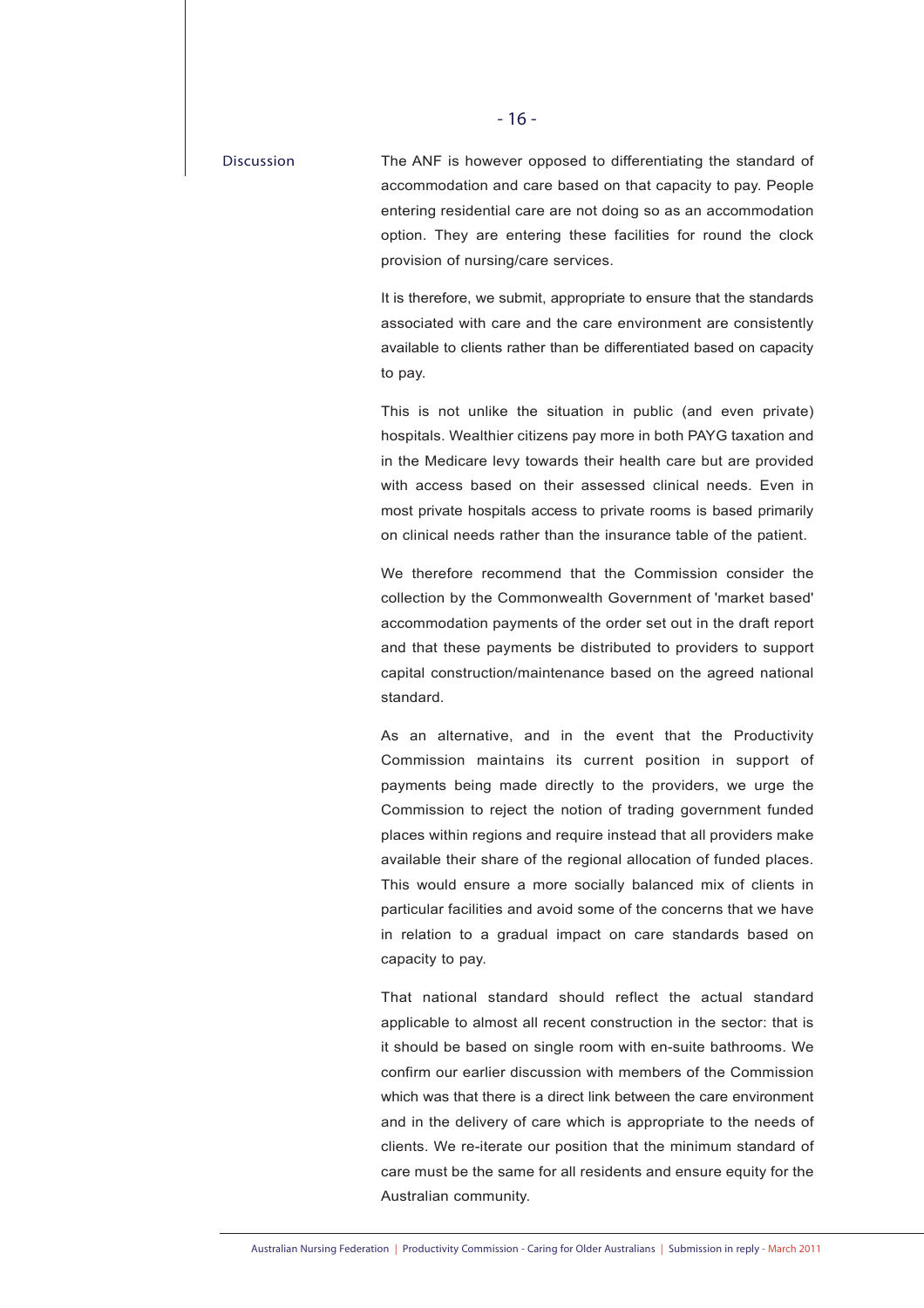Discussion

The ANF is however opposed to differentiating the standard of accommodation and care based on that capacity to pay. People entering residential care are not doing so as an accommodation option. They are entering these facilities for round the clock provision of nursing/care services.

It is therefore, we submit, appropriate to ensure that the standards associated with care and the care environment are consistently available to clients rather than be differentiated based on capacity to pay.

This is not unlike the situation in public (and even private) hospitals. Wealthier citizens pay more in both PAYG taxation and in the Medicare levy towards their health care but are provided with access based on their assessed clinical needs. Even in most private hospitals access to private rooms is based primarily on clinical needs rather than the insurance table of the patient.

We therefore recommend that the Commission consider the collection by the Commonwealth Government of 'market based' accommodation payments of the order set out in the draft report and that these payments be distributed to providers to support capital construction/maintenance based on the agreed national standard.

As an alternative, and in the event that the Productivity Commission maintains its current position in support of payments being made directly to the providers, we urge the Commission to reject the notion of trading government funded places within regions and require instead that all providers make available their share of the regional allocation of funded places. This would ensure a more socially balanced mix of clients in particular facilities and avoid some of the concerns that we have in relation to a gradual impact on care standards based on capacity to pay.

That national standard should reflect the actual standard applicable to almost all recent construction in the sector: that is it should be based on single room with en-suite bathrooms. We confirm our earlier discussion with members of the Commission which was that there is a direct link between the care environment and in the delivery of care which is appropriate to the needs of clients. We re-iterate our position that the minimum standard of care must be the same for all residents and ensure equity for the Australian community.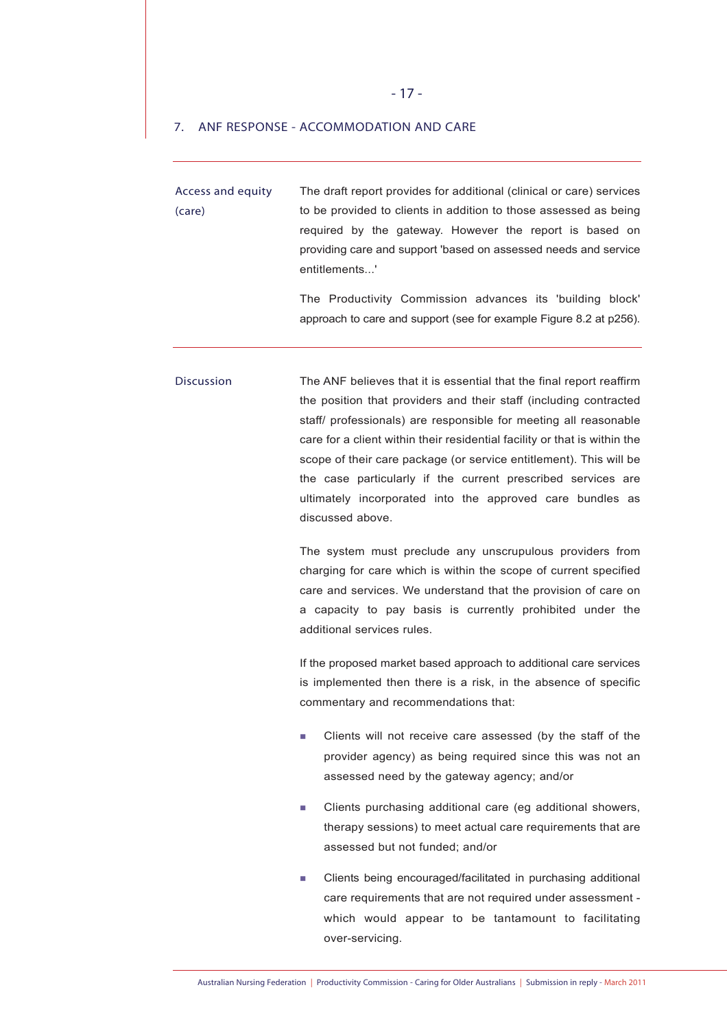## 7. ANF RESPONSE - ACCOMMODATION AND CARE

**Access and equity (care)**

The draft report provides for additional (clinical or care) services to be provided to clients in addition to those assessed as being required by the gateway. However the report is based on providing care and support 'based on assessed needs and service entitlements...'

The Productivity Commission advances its 'building block' approach to care and support (see for example Figure 8.2 at p256).

**Discussion**

The ANF believes that it is essential that the final report reaffirm the position that providers and their staff (including contracted staff/ professionals) are responsible for meeting all reasonable care for a client within their residential facility or that is within the scope of their care package (or service entitlement). This will be the case particularly if the current prescribed services are ultimately incorporated into the approved care bundles as discussed above.

The system must preclude any unscrupulous providers from charging for care which is within the scope of current specified care and services. We understand that the provision of care on a capacity to pay basis is currently prohibited under the additional services rules.

If the proposed market based approach to additional care services is implemented then there is a risk, in the absence of specific commentary and recommendations that:

- Clients will not receive care assessed (by the staff of the provider agency) as being required since this was not an assessed need by the gateway agency; and/or
- Clients purchasing additional care (eg additional showers, therapy sessions) to meet actual care requirements that are assessed but not funded; and/or
- Clients being encouraged/facilitated in purchasing additional care requirements that are not required under assessment - which would appear to be tantamount to facilitating over-servicing.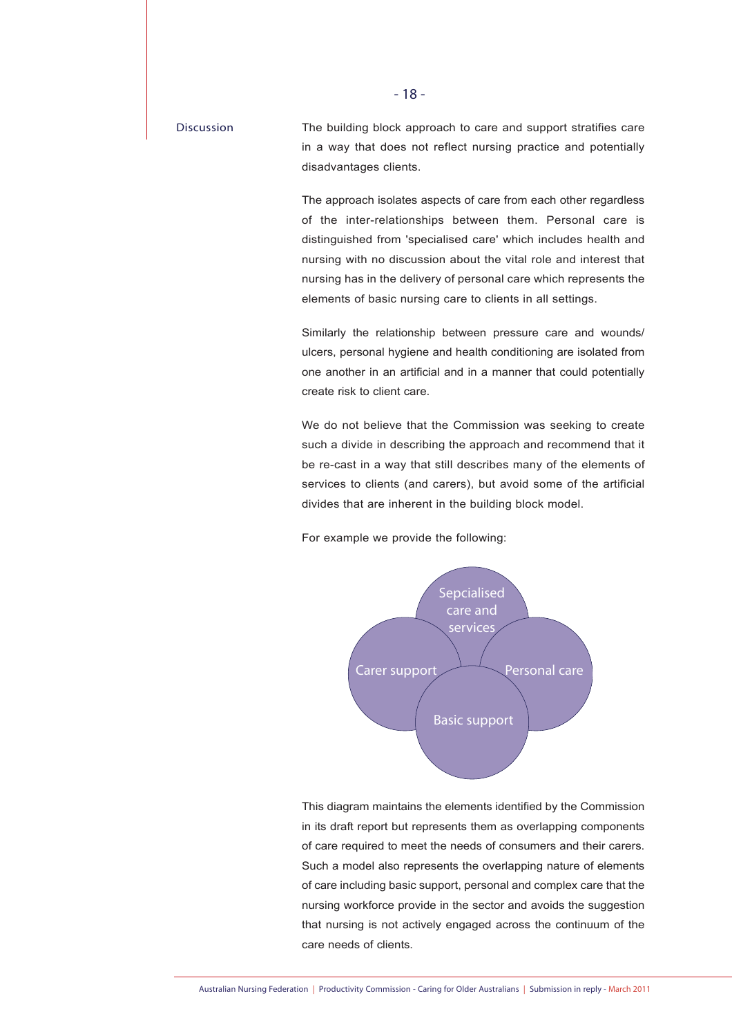Discussion

The building block approach to care and support stratifies care in a way that does not reflect nursing practice and potentially disadvantages clients.

The approach isolates aspects of care from each other regardless of the inter-relationships between them. Personal care is distinguished from 'specialised care' which includes health and nursing with no discussion about the vital role and interest that nursing has in the delivery of personal care which represents the elements of basic nursing care to clients in all settings.

Similarly the relationship between pressure care and wounds/ ulcers, personal hygiene and health conditioning are isolated from one another in an artificial and in a manner that could potentially create risk to client care.

We do not believe that the Commission was seeking to create such a divide in describing the approach and recommend that it be re-cast in a way that still describes many of the elements of services to clients (and carers), but avoid some of the artificial divides that are inherent in the building block model.

For example we provide the following:

Sepcialised care and services

Carer support

Personal care

Basic support

This diagram maintains the elements identified by the Commission in its draft report but represents them as overlapping components of care required to meet the needs of consumers and their carers. Such a model also represents the overlapping nature of elements of care including basic support, personal and complex care that the nursing workforce provide in the sector and avoids the suggestion that nursing is not actively engaged across the continuum of the care needs of clients.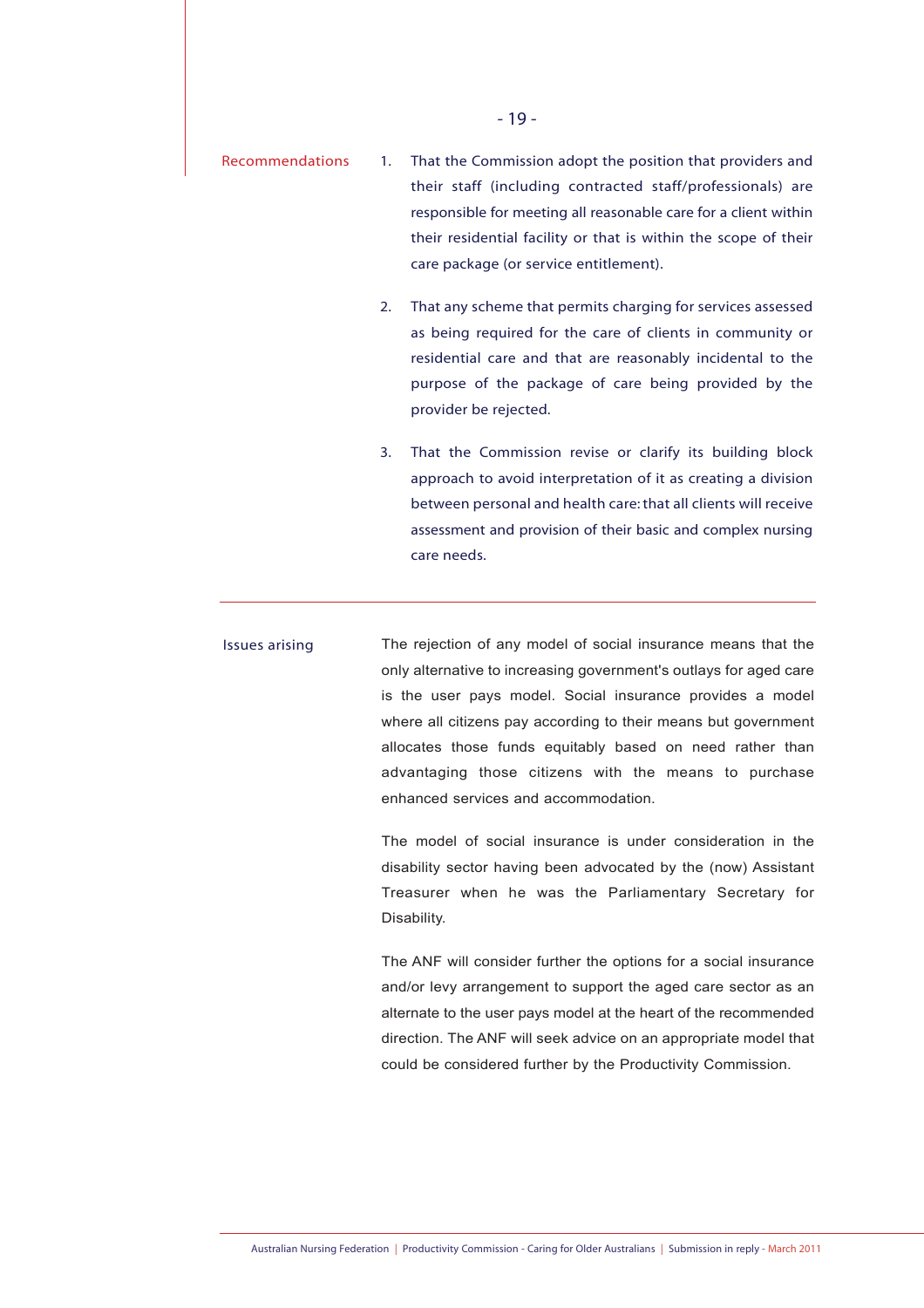### Recommendations

1. That the Commission adopt the position that providers and their staff (including contracted staff/professionals) are responsible for meeting all reasonable care for a client within their residential facility or that is within the scope of their care package (or service entitlement).

2. That any scheme that permits charging for services assessed as being required for the care of clients in community or residential care and that are reasonably incidental to the purpose of the package of care being provided by the provider be rejected.

3. That the Commission revise or clarify its building block approach to avoid interpretation of it as creating a division between personal and health care: that all clients will receive assessment and provision of their basic and complex nursing care needs.

---

### Issues arising

The rejection of any model of social insurance means that the only alternative to increasing government's outlays for aged care is the user pays model. Social insurance provides a model where all citizens pay according to their means but government allocates those funds equitably based on need rather than advantaging those citizens with the means to purchase enhanced services and accommodation.

The model of social insurance is under consideration in the disability sector having been advocated by the (now) Assistant Treasurer when he was the Parliamentary Secretary for Disability.

The ANF will consider further the options for a social insurance and/or levy arrangement to support the aged care sector as an alternate to the user pays model at the heart of the recommended direction. The ANF will seek advice on an appropriate model that could be considered further by the Productivity Commission.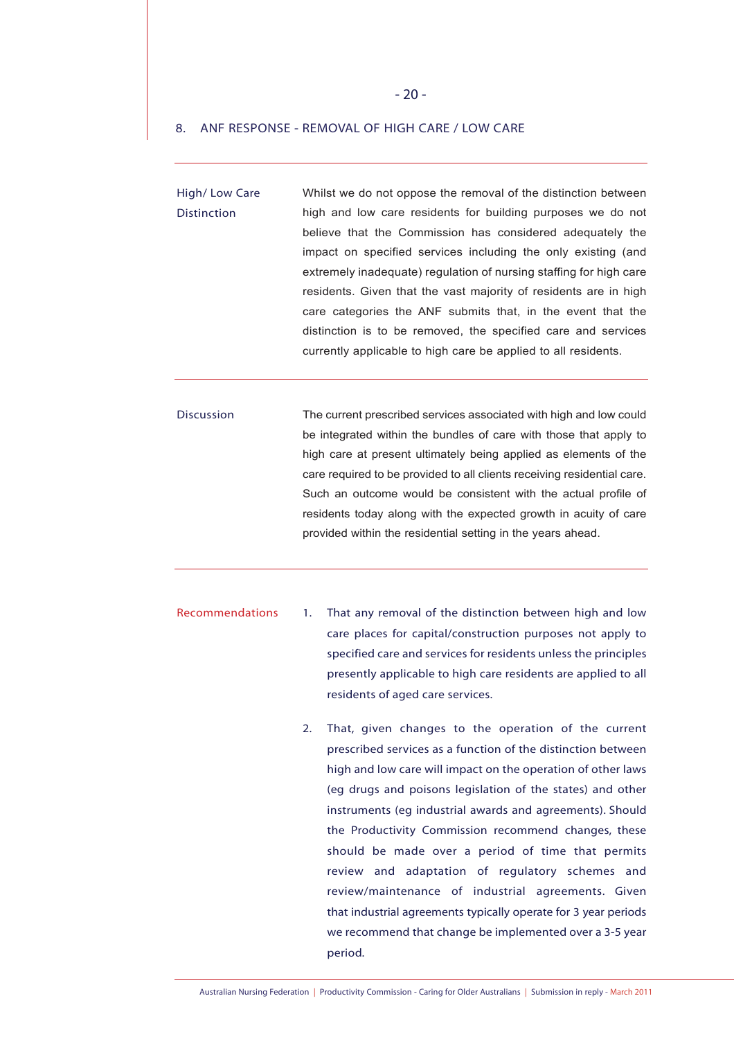## 8. ANF RESPONSE - REMOVAL OF HIGH CARE / LOW CARE

**High/ Low Care Distinction**

Whilst we do not oppose the removal of the distinction between high and low care residents for building purposes we do not believe that the Commission has considered adequately the impact on specified services including the only existing (and extremely inadequate) regulation of nursing staffing for high care residents. Given that the vast majority of residents are in high care categories the ANF submits that, in the event that the distinction is to be removed, the specified care and services currently applicable to high care be applied to all residents.

**Discussion**

The current prescribed services associated with high and low could be integrated within the bundles of care with those that apply to high care at present ultimately being applied as elements of the care required to be provided to all clients receiving residential care. Such an outcome would be consistent with the actual profile of residents today along with the expected growth in acuity of care provided within the residential setting in the years ahead.

**Recommendations**

1. That any removal of the distinction between high and low care places for capital/construction purposes not apply to specified care and services for residents unless the principles presently applicable to high care residents are applied to all residents of aged care services.

2. That, given changes to the operation of the current prescribed services as a function of the distinction between high and low care will impact on the operation of other laws (eg drugs and poisons legislation of the states) and other instruments (eg industrial awards and agreements). Should the Productivity Commission recommend changes, these should be made over a period of time that permits review and adaptation of regulatory schemes and review/maintenance of industrial agreements. Given that industrial agreements typically operate for 3 year periods we recommend that change be implemented over a 3-5 year period.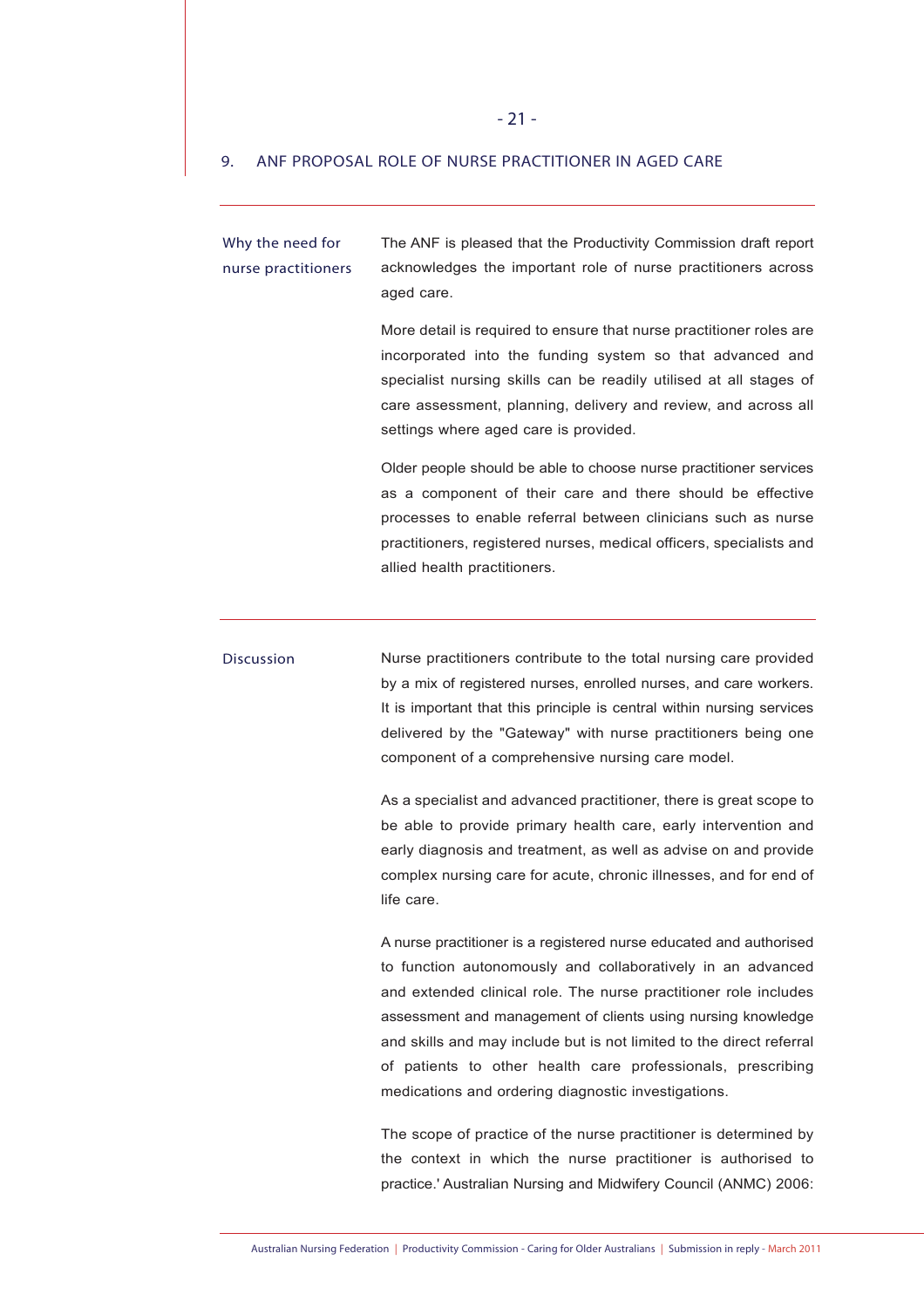## 9. ANF PROPOSAL ROLE OF NURSE PRACTITIONER IN AGED CARE

### Why the need for nurse practitioners

The ANF is pleased that the Productivity Commission draft report acknowledges the important role of nurse practitioners across aged care.

More detail is required to ensure that nurse practitioner roles are incorporated into the funding system so that advanced and specialist nursing skills can be readily utilised at all stages of care assessment, planning, delivery and review, and across all settings where aged care is provided.

Older people should be able to choose nurse practitioner services as a component of their care and there should be effective processes to enable referral between clinicians such as nurse practitioners, registered nurses, medical officers, specialists and allied health practitioners.

### Discussion

Nurse practitioners contribute to the total nursing care provided by a mix of registered nurses, enrolled nurses, and care workers. It is important that this principle is central within nursing services delivered by the "Gateway" with nurse practitioners being one component of a comprehensive nursing care model.

As a specialist and advanced practitioner, there is great scope to be able to provide primary health care, early intervention and early diagnosis and treatment, as well as advise on and provide complex nursing care for acute, chronic illnesses, and for end of life care.

A nurse practitioner is a registered nurse educated and authorised to function autonomously and collaboratively in an advanced and extended clinical role. The nurse practitioner role includes assessment and management of clients using nursing knowledge and skills and may include but is not limited to the direct referral of patients to other health care professionals, prescribing medications and ordering diagnostic investigations.

The scope of practice of the nurse practitioner is determined by the context in which the nurse practitioner is authorised to practice.' Australian Nursing and Midwifery Council (ANMC) 2006: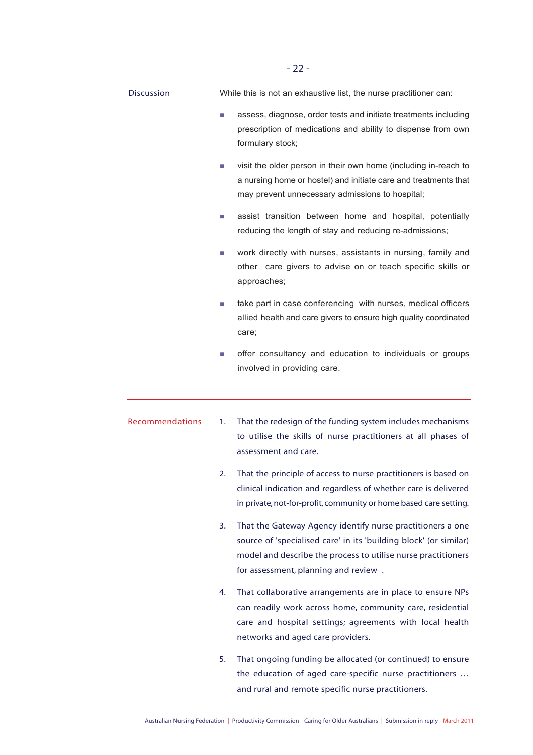Discussion

While this is not an exhaustive list, the nurse practitioner can:

- assess, diagnose, order tests and initiate treatments including prescription of medications and ability to dispense from own formulary stock;
- visit the older person in their own home (including in-reach to a nursing home or hostel) and initiate care and treatments that may prevent unnecessary admissions to hospital;
- assist transition between home and hospital, potentially reducing the length of stay and reducing re-admissions;
- work directly with nurses, assistants in nursing, family and other care givers to advise on or teach specific skills or approaches;
- take part in case conferencing with nurses, medical officers allied health and care givers to ensure high quality coordinated care;
- offer consultancy and education to individuals or groups involved in providing care.

---

Recommendations

1. That the redesign of the funding system includes mechanisms to utilise the skills of nurse practitioners at all phases of assessment and care.
2. That the principle of access to nurse practitioners is based on clinical indication and regardless of whether care is delivered in private, not-for-profit, community or home based care setting.
3. That the Gateway Agency identify nurse practitioners a one source of 'specialised care' in its 'building block' (or similar) model and describe the process to utilise nurse practitioners for assessment, planning and review .
4. That collaborative arrangements are in place to ensure NPs can readily work across home, community care, residential care and hospital settings; agreements with local health networks and aged care providers.
5. That ongoing funding be allocated (or continued) to ensure the education of aged care-specific nurse practitioners … and rural and remote specific nurse practitioners.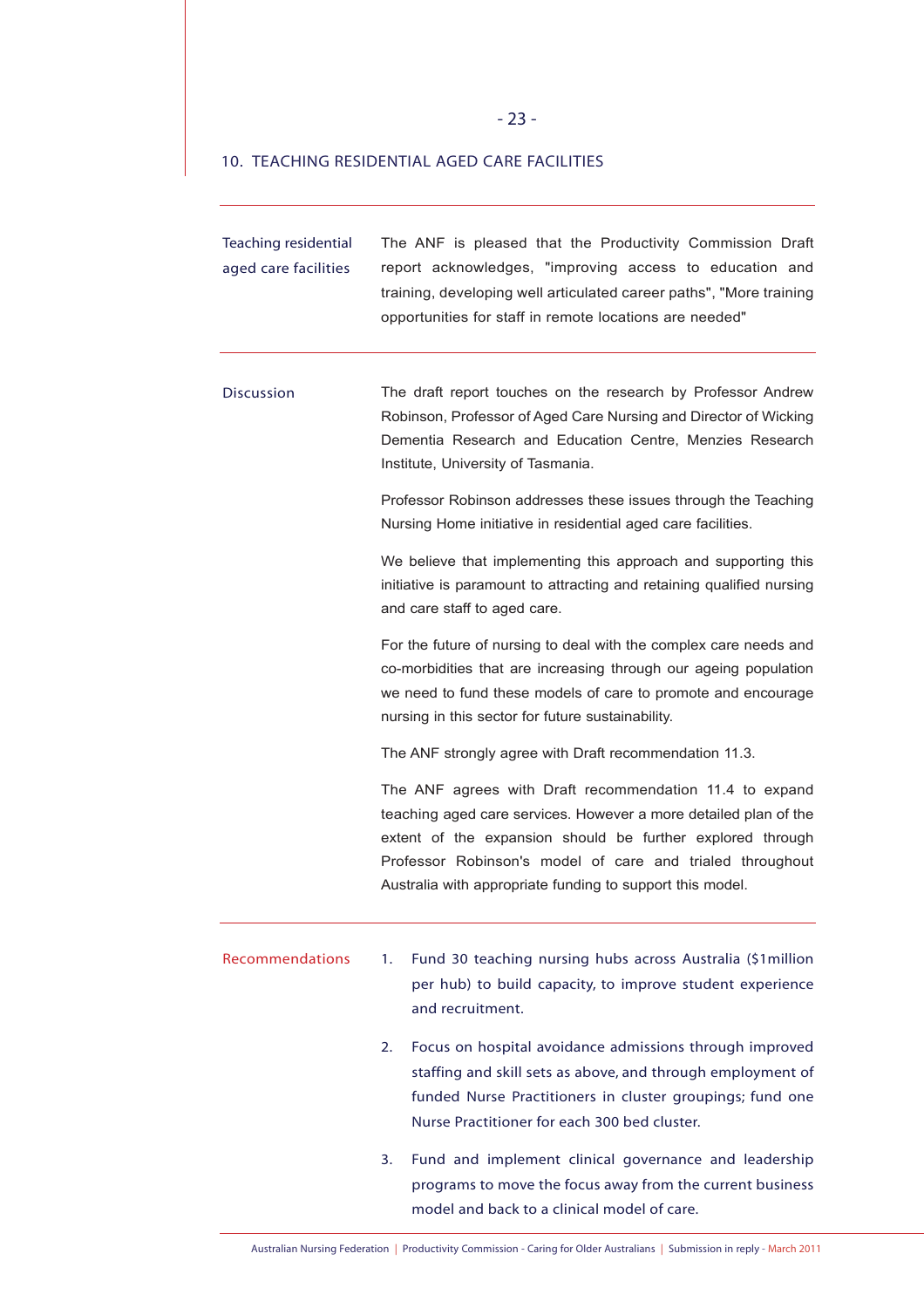## 10. TEACHING RESIDENTIAL AGED CARE FACILITIES

**Teaching residential aged care facilities**

The ANF is pleased that the Productivity Commission Draft report acknowledges, "improving access to education and training, developing well articulated career paths", "More training opportunities for staff in remote locations are needed"

**Discussion**

The draft report touches on the research by Professor Andrew Robinson, Professor of Aged Care Nursing and Director of Wicking Dementia Research and Education Centre, Menzies Research Institute, University of Tasmania.

Professor Robinson addresses these issues through the Teaching Nursing Home initiative in residential aged care facilities.

We believe that implementing this approach and supporting this initiative is paramount to attracting and retaining qualified nursing and care staff to aged care.

For the future of nursing to deal with the complex care needs and co-morbidities that are increasing through our ageing population we need to fund these models of care to promote and encourage nursing in this sector for future sustainability.

The ANF strongly agree with Draft recommendation 11.3.

The ANF agrees with Draft recommendation 11.4 to expand teaching aged care services. However a more detailed plan of the extent of the expansion should be further explored through Professor Robinson's model of care and trialed throughout Australia with appropriate funding to support this model.

**Recommendations**

1. Fund 30 teaching nursing hubs across Australia ($1million per hub) to build capacity, to improve student experience and recruitment.
2. Focus on hospital avoidance admissions through improved staffing and skill sets as above, and through employment of funded Nurse Practitioners in cluster groupings; fund one Nurse Practitioner for each 300 bed cluster.
3. Fund and implement clinical governance and leadership programs to move the focus away from the current business model and back to a clinical model of care.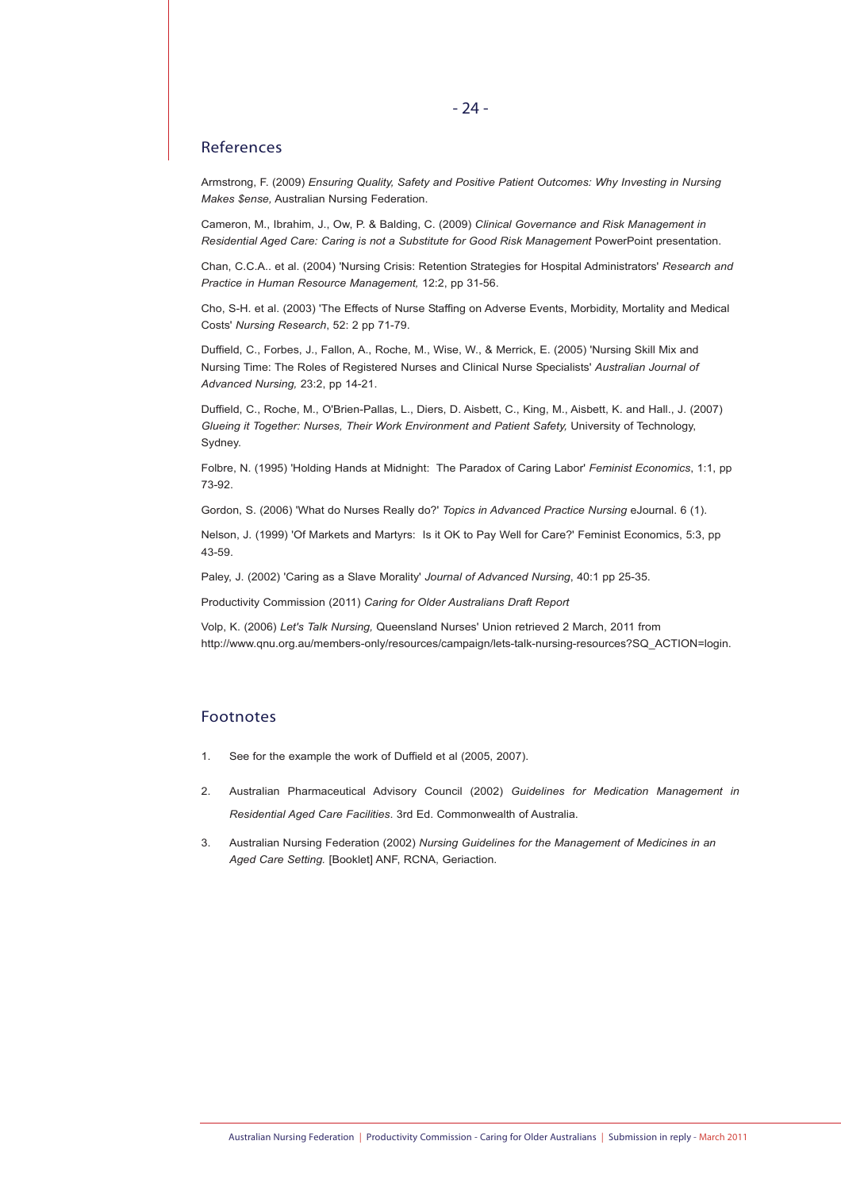## References

Armstrong, F. (2009) *Ensuring Quality, Safety and Positive Patient Outcomes: Why Investing in Nursing Makes $ense,* Australian Nursing Federation.

Cameron, M., Ibrahim, J., Ow, P. & Balding, C. (2009) *Clinical Governance and Risk Management in Residential Aged Care: Caring is not a Substitute for Good Risk Management* PowerPoint presentation.

Chan, C.C.A.. et al. (2004) 'Nursing Crisis: Retention Strategies for Hospital Administrators' *Research and Practice in Human Resource Management,* 12:2, pp 31-56.

Cho, S-H. et al. (2003) 'The Effects of Nurse Staffing on Adverse Events, Morbidity, Mortality and Medical Costs' *Nursing Research*, 52: 2 pp 71-79.

Duffield, C., Forbes, J., Fallon, A., Roche, M., Wise, W., & Merrick, E. (2005) 'Nursing Skill Mix and Nursing Time: The Roles of Registered Nurses and Clinical Nurse Specialists' *Australian Journal of Advanced Nursing,* 23:2, pp 14-21.

Duffield, C., Roche, M., O'Brien-Pallas, L., Diers, D. Aisbett, C., King, M., Aisbett, K. and Hall., J. (2007) *Glueing it Together: Nurses, Their Work Environment and Patient Safety,* University of Technology, Sydney.

Folbre, N. (1995) 'Holding Hands at Midnight: The Paradox of Caring Labor' *Feminist Economics*, 1:1, pp 73-92.

Gordon, S. (2006) 'What do Nurses Really do?' *Topics in Advanced Practice Nursing* eJournal. 6 (1).

Nelson, J. (1999) 'Of Markets and Martyrs: Is it OK to Pay Well for Care?' Feminist Economics, 5:3, pp 43-59.

Paley, J. (2002) 'Caring as a Slave Morality' *Journal of Advanced Nursing*, 40:1 pp 25-35.

Productivity Commission (2011) *Caring for Older Australians Draft Report*

Volp, K. (2006) *Let's Talk Nursing,* Queensland Nurses' Union retrieved 2 March, 2011 from http://www.qnu.org.au/members-only/resources/campaign/lets-talk-nursing-resources?SQ_ACTION=login.

## Footnotes

1. See for the example the work of Duffield et al (2005, 2007).
2. Australian Pharmaceutical Advisory Council (2002) *Guidelines for Medication Management in Residential Aged Care Facilities*. 3rd Ed. Commonwealth of Australia.
3. Australian Nursing Federation (2002) *Nursing Guidelines for the Management of Medicines in an Aged Care Setting.* [Booklet] ANF, RCNA, Geriaction.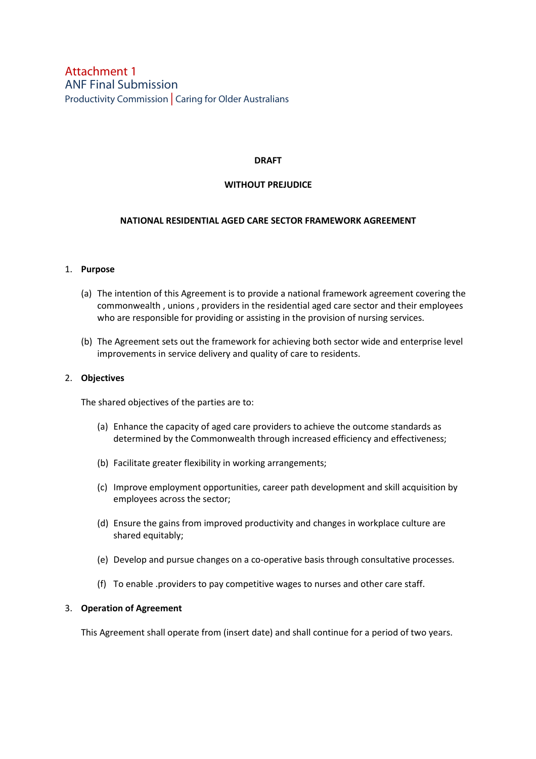Attachment 1
ANF Final Submission
Productivity Commission | Caring for Older Australians

**DRAFT**

**WITHOUT PREJUDICE**

**NATIONAL RESIDENTIAL AGED CARE SECTOR FRAMEWORK AGREEMENT**

1. **Purpose**

   (a) The intention of this Agreement is to provide a national framework agreement covering the commonwealth , unions , providers in the residential aged care sector and their employees who are responsible for providing or assisting in the provision of nursing services.

   (b) The Agreement sets out the framework for achieving both sector wide and enterprise level improvements in service delivery and quality of care to residents.

2. **Objectives**

   The shared objectives of the parties are to:

   (a) Enhance the capacity of aged care providers to achieve the outcome standards as determined by the Commonwealth through increased efficiency and effectiveness;

   (b) Facilitate greater flexibility in working arrangements;

   (c) Improve employment opportunities, career path development and skill acquisition by employees across the sector;

   (d) Ensure the gains from improved productivity and changes in workplace culture are shared equitably;

   (e) Develop and pursue changes on a co-operative basis through consultative processes.

   (f) To enable .providers to pay competitive wages to nurses and other care staff.

3. **Operation of Agreement**

   This Agreement shall operate from (insert date) and shall continue for a period of two years.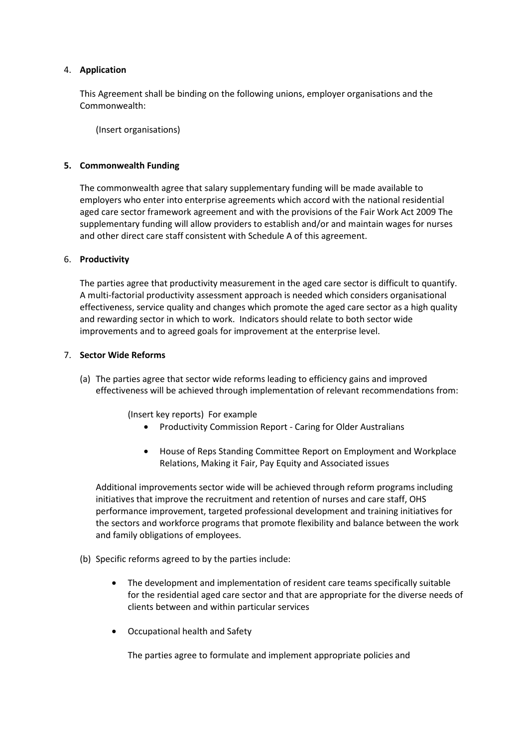4. **Application**

   This Agreement shall be binding on the following unions, employer organisations and the Commonwealth:

   (Insert organisations)

5. **Commonwealth Funding**

   The commonwealth agree that salary supplementary funding will be made available to employers who enter into enterprise agreements which accord with the national residential aged care sector framework agreement and with the provisions of the Fair Work Act 2009 The supplementary funding will allow providers to establish and/or and maintain wages for nurses and other direct care staff consistent with Schedule A of this agreement.

6. **Productivity**

   The parties agree that productivity measurement in the aged care sector is difficult to quantify. A multi-factorial productivity assessment approach is needed which considers organisational effectiveness, service quality and changes which promote the aged care sector as a high quality and rewarding sector in which to work. Indicators should relate to both sector wide improvements and to agreed goals for improvement at the enterprise level.

7. **Sector Wide Reforms**

   (a) The parties agree that sector wide reforms leading to efficiency gains and improved effectiveness will be achieved through implementation of relevant recommendations from:

   (Insert key reports) For example

   - Productivity Commission Report - Caring for Older Australians
   - House of Reps Standing Committee Report on Employment and Workplace Relations, Making it Fair, Pay Equity and Associated issues

   Additional improvements sector wide will be achieved through reform programs including initiatives that improve the recruitment and retention of nurses and care staff, OHS performance improvement, targeted professional development and training initiatives for the sectors and workforce programs that promote flexibility and balance between the work and family obligations of employees.

   (b) Specific reforms agreed to by the parties include:

   - The development and implementation of resident care teams specifically suitable for the residential aged care sector and that are appropriate for the diverse needs of clients between and within particular services
   - Occupational health and Safety

     The parties agree to formulate and implement appropriate policies and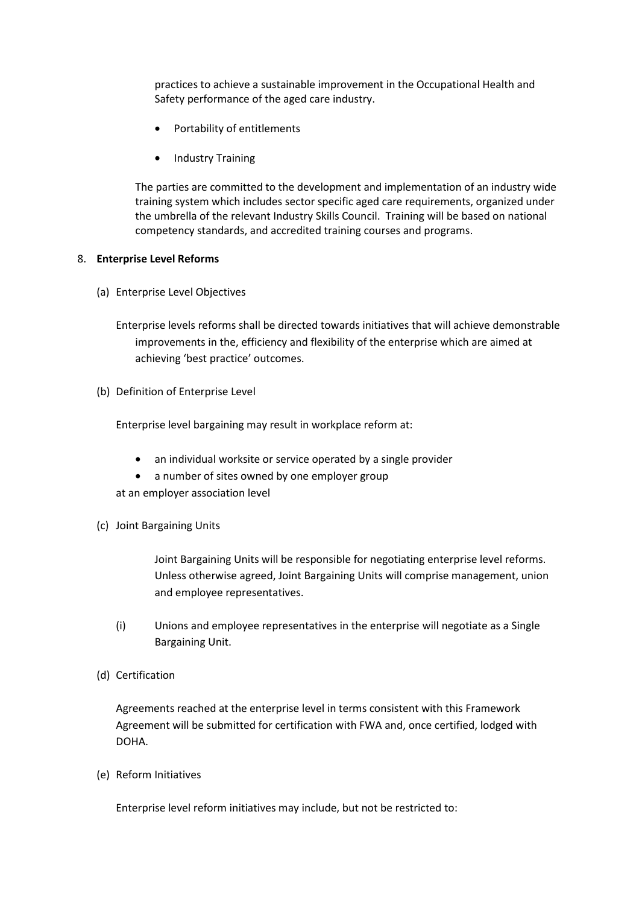practices to achieve a sustainable improvement in the Occupational Health and Safety performance of the aged care industry.

- Portability of entitlements
- Industry Training

The parties are committed to the development and implementation of an industry wide training system which includes sector specific aged care requirements, organized under the umbrella of the relevant Industry Skills Council. Training will be based on national competency standards, and accredited training courses and programs.

8. **Enterprise Level Reforms**

(a) Enterprise Level Objectives

Enterprise levels reforms shall be directed towards initiatives that will achieve demonstrable improvements in the, efficiency and flexibility of the enterprise which are aimed at achieving 'best practice' outcomes.

(b) Definition of Enterprise Level

Enterprise level bargaining may result in workplace reform at:

- an individual worksite or service operated by a single provider
- a number of sites owned by one employer group

at an employer association level

(c) Joint Bargaining Units

Joint Bargaining Units will be responsible for negotiating enterprise level reforms. Unless otherwise agreed, Joint Bargaining Units will comprise management, union and employee representatives.

(i) Unions and employee representatives in the enterprise will negotiate as a Single Bargaining Unit.

(d) Certification

Agreements reached at the enterprise level in terms consistent with this Framework Agreement will be submitted for certification with FWA and, once certified, lodged with DOHA.

(e) Reform Initiatives

Enterprise level reform initiatives may include, but not be restricted to: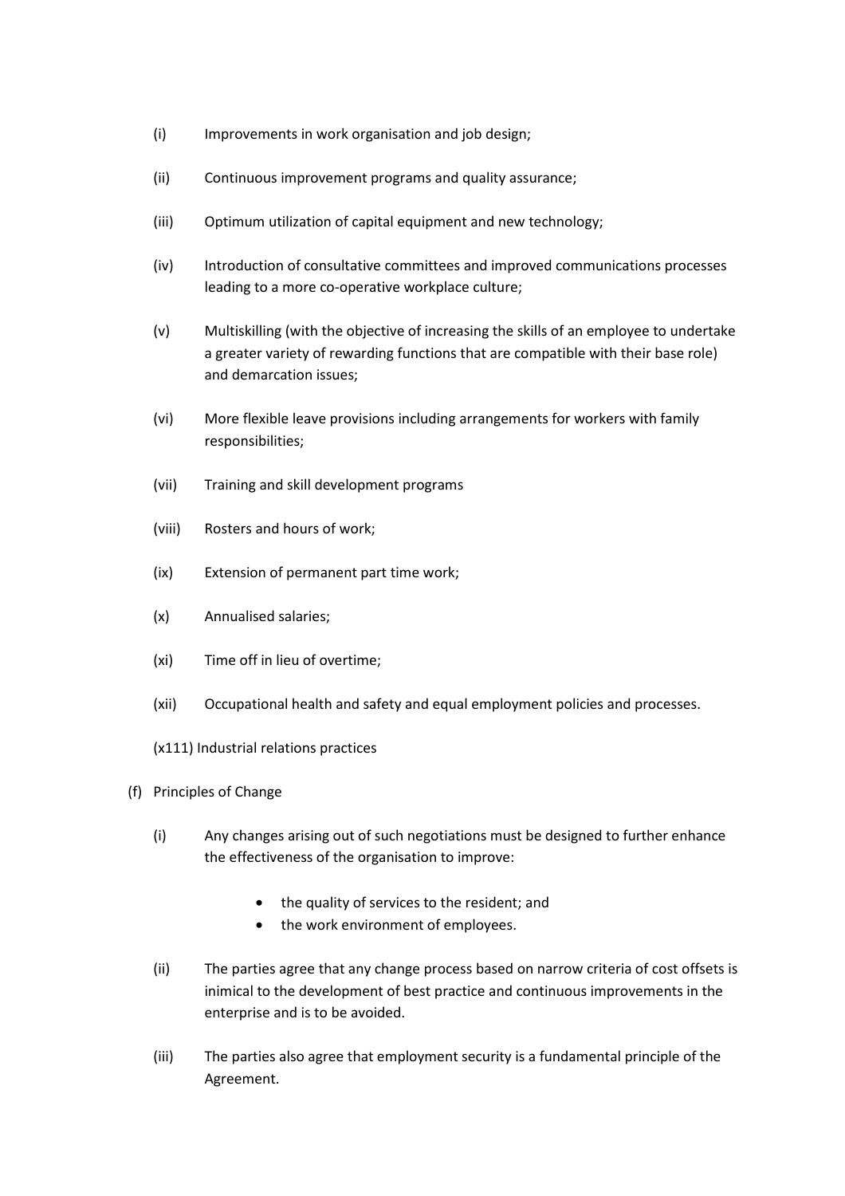(i) Improvements in work organisation and job design;

(ii) Continuous improvement programs and quality assurance;

(iii) Optimum utilization of capital equipment and new technology;

(iv) Introduction of consultative committees and improved communications processes leading to a more co-operative workplace culture;

(v) Multiskilling (with the objective of increasing the skills of an employee to undertake a greater variety of rewarding functions that are compatible with their base role) and demarcation issues;

(vi) More flexible leave provisions including arrangements for workers with family responsibilities;

(vii) Training and skill development programs

(viii) Rosters and hours of work;

(ix) Extension of permanent part time work;

(x) Annualised salaries;

(xi) Time off in lieu of overtime;

(xii) Occupational health and safety and equal employment policies and processes.

(x111) Industrial relations practices

(f) Principles of Change

(i) Any changes arising out of such negotiations must be designed to further enhance the effectiveness of the organisation to improve:

- the quality of services to the resident; and
- the work environment of employees.

(ii) The parties agree that any change process based on narrow criteria of cost offsets is inimical to the development of best practice and continuous improvements in the enterprise and is to be avoided.

(iii) The parties also agree that employment security is a fundamental principle of the Agreement.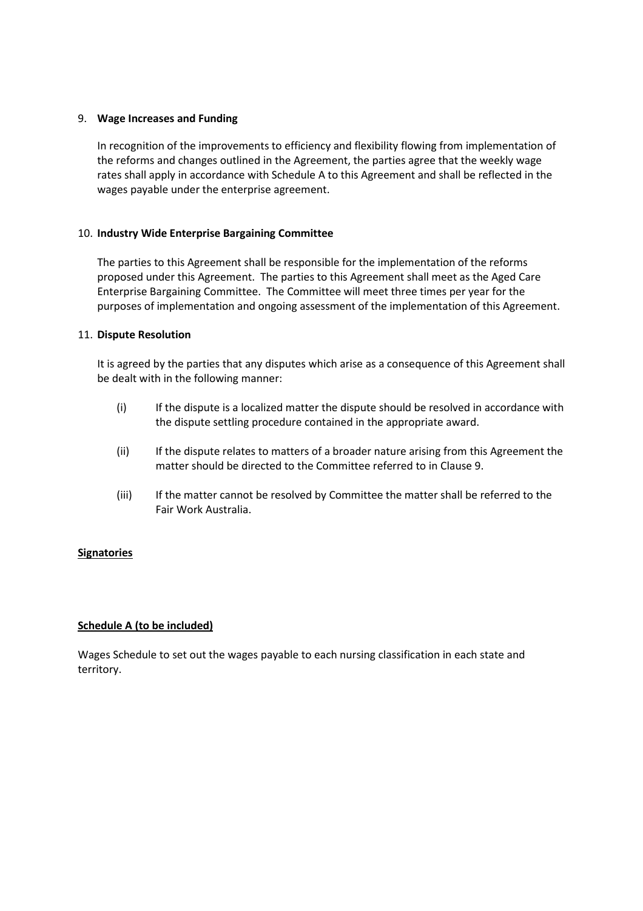9. **Wage Increases and Funding**

   In recognition of the improvements to efficiency and flexibility flowing from implementation of the reforms and changes outlined in the Agreement, the parties agree that the weekly wage rates shall apply in accordance with Schedule A to this Agreement and shall be reflected in the wages payable under the enterprise agreement.

10. **Industry Wide Enterprise Bargaining Committee**

    The parties to this Agreement shall be responsible for the implementation of the reforms proposed under this Agreement. The parties to this Agreement shall meet as the Aged Care Enterprise Bargaining Committee. The Committee will meet three times per year for the purposes of implementation and ongoing assessment of the implementation of this Agreement.

11. **Dispute Resolution**

    It is agreed by the parties that any disputes which arise as a consequence of this Agreement shall be dealt with in the following manner:

    (i) If the dispute is a localized matter the dispute should be resolved in accordance with the dispute settling procedure contained in the appropriate award.

    (ii) If the dispute relates to matters of a broader nature arising from this Agreement the matter should be directed to the Committee referred to in Clause 9.

    (iii) If the matter cannot be resolved by Committee the matter shall be referred to the Fair Work Australia.

**<u>Signatories</u>**

**<u>Schedule A (to be included)</u>**

Wages Schedule to set out the wages payable to each nursing classification in each state and territory.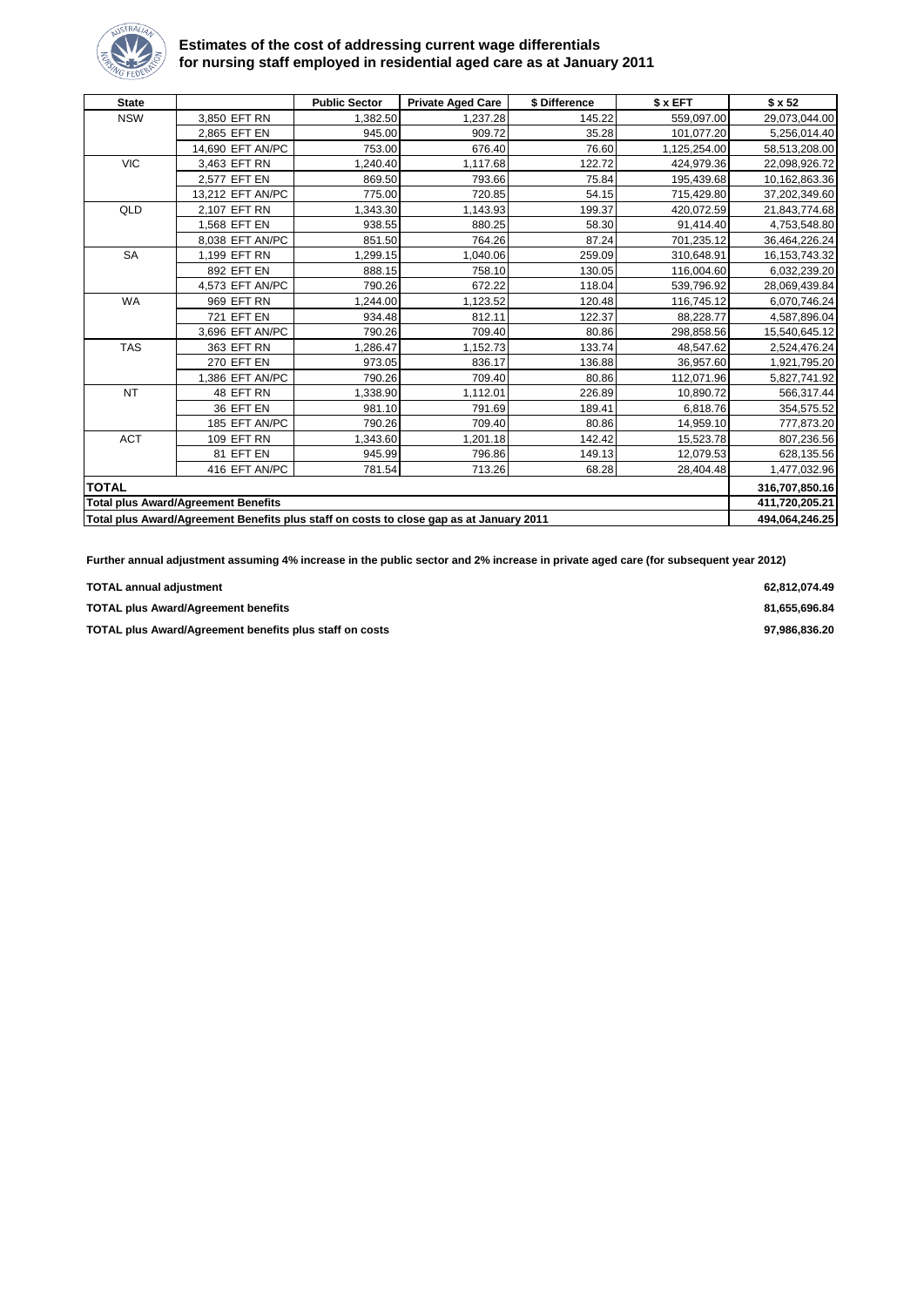## Estimates of the cost of addressing current wage differentials for nursing staff employed in residential aged care as at January 2011

| State | | Public Sector | Private Aged Care | $ Difference | $ x EFT | $ x 52 |
|---|---|---|---|---|---|---|
| NSW | 3,850 EFT RN | 1,382.50 | 1,237.28 | 145.22 | 559,097.00 | 29,073,044.00 |
| | 2,865 EFT EN | 945.00 | 909.72 | 35.28 | 101,077.20 | 5,256,014.40 |
| | 14,690 EFT AN/PC | 753.00 | 676.40 | 76.60 | 1,125,254.00 | 58,513,208.00 |
| VIC | 3,463 EFT RN | 1,240.40 | 1,117.68 | 122.72 | 424,979.36 | 22,098,926.72 |
| | 2,577 EFT EN | 869.50 | 793.66 | 75.84 | 195,439.68 | 10,162,863.36 |
| | 13,212 EFT AN/PC | 775.00 | 720.85 | 54.15 | 715,429.80 | 37,202,349.60 |
| QLD | 2,107 EFT RN | 1,343.30 | 1,143.93 | 199.37 | 420,072.59 | 21,843,774.68 |
| | 1,568 EFT EN | 938.55 | 880.25 | 58.30 | 91,414.40 | 4,753,548.80 |
| | 8,038 EFT AN/PC | 851.50 | 764.26 | 87.24 | 701,235.12 | 36,464,226.24 |
| SA | 1,199 EFT RN | 1,299.15 | 1,040.06 | 259.09 | 310,648.91 | 16,153,743.32 |
| | 892 EFT EN | 888.15 | 758.10 | 130.05 | 116,004.60 | 6,032,239.20 |
| | 4,573 EFT AN/PC | 790.26 | 672.22 | 118.04 | 539,796.92 | 28,069,439.84 |
| WA | 969 EFT RN | 1,244.00 | 1,123.52 | 120.48 | 116,745.12 | 6,070,746.24 |
| | 721 EFT EN | 934.48 | 812.11 | 122.37 | 88,228.77 | 4,587,896.04 |
| | 3,696 EFT AN/PC | 790.26 | 709.40 | 80.86 | 298,858.56 | 15,540,645.12 |
| TAS | 363 EFT RN | 1,286.47 | 1,152.73 | 133.74 | 48,547.62 | 2,524,476.24 |
| | 270 EFT EN | 973.05 | 836.17 | 136.88 | 36,957.60 | 1,921,795.20 |
| | 1,386 EFT AN/PC | 790.26 | 709.40 | 80.86 | 112,071.96 | 5,827,741.92 |
| NT | 48 EFT RN | 1,338.90 | 1,112.01 | 226.89 | 10,890.72 | 566,317.44 |
| | 36 EFT EN | 981.10 | 791.69 | 189.41 | 6,818.76 | 354,575.52 |
| | 185 EFT AN/PC | 790.26 | 709.40 | 80.86 | 14,959.10 | 777,873.20 |
| ACT | 109 EFT RN | 1,343.60 | 1,201.18 | 142.42 | 15,523.78 | 807,236.56 |
| | 81 EFT EN | 945.99 | 796.86 | 149.13 | 12,079.53 | 628,135.56 |
| | 416 EFT AN/PC | 781.54 | 713.26 | 68.28 | 28,404.48 | 1,477,032.96 |
| **TOTAL** | | | | | | **316,707,850.16** |
| **Total plus Award/Agreement Benefits** | | | | | | **411,720,205.21** |
| **Total plus Award/Agreement Benefits plus staff on costs to close gap as at January 2011** | | | | | | **494,064,246.25** |

**Further annual adjustment assuming 4% increase in the public sector and 2% increase in private aged care (for subsequent year 2012)**

| | |
|---|---|
| **TOTAL annual adjustment** | **62,812,074.49** |
| **TOTAL plus Award/Agreement benefits** | **81,655,696.84** |
| **TOTAL plus Award/Agreement benefits plus staff on costs** | **97,986,836.20** |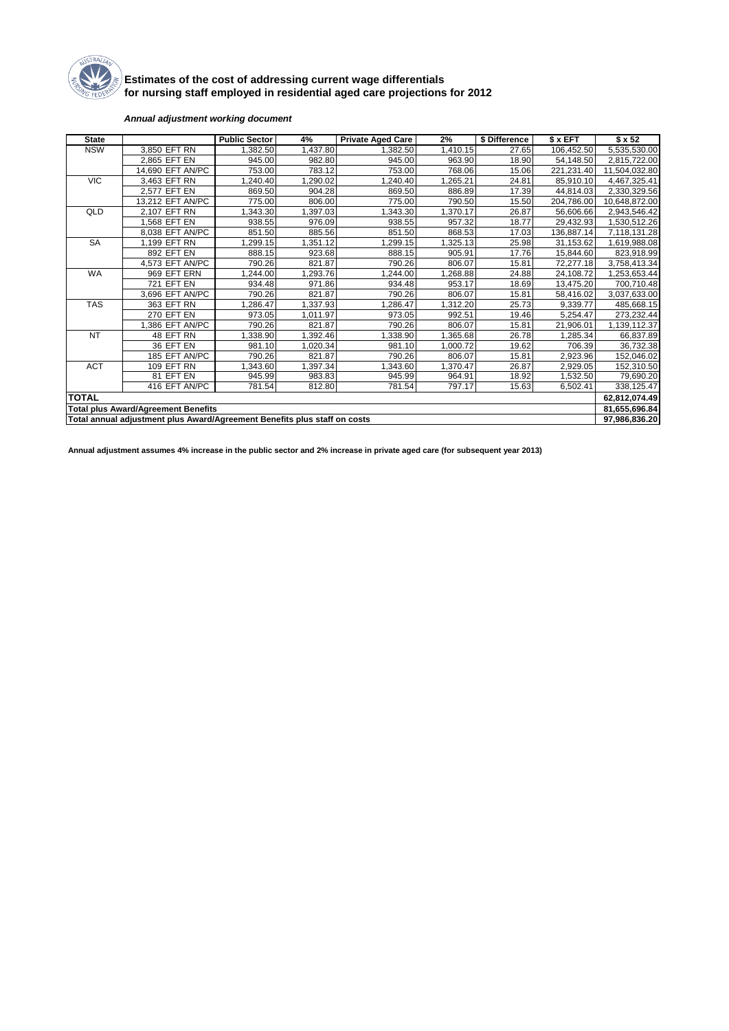# Estimates of the cost of addressing current wage differentials for nursing staff employed in residential aged care projections for 2012

***Annual adjustment working document***

| State | | Public Sector | 4% | Private Aged Care | 2% | $ Difference | $ x EFT | $ x 52 |
|---|---|---|---|---|---|---|---|---|
| NSW | 3,850 EFT RN | 1,382.50 | 1,437.80 | 1,382.50 | 1,410.15 | 27.65 | 106,452.50 | 5,535,530.00 |
| | 2,865 EFT EN | 945.00 | 982.80 | 945.00 | 963.90 | 18.90 | 54,148.50 | 2,815,722.00 |
| | 14,690 EFT AN/PC | 753.00 | 783.12 | 753.00 | 768.06 | 15.06 | 221,231.40 | 11,504,032.80 |
| VIC | 3,463 EFT RN | 1,240.40 | 1,290.02 | 1,240.40 | 1,265.21 | 24.81 | 85,910.10 | 4,467,325.41 |
| | 2,577 EFT EN | 869.50 | 904.28 | 869.50 | 886.89 | 17.39 | 44,814.03 | 2,330,329.56 |
| | 13,212 EFT AN/PC | 775.00 | 806.00 | 775.00 | 790.50 | 15.50 | 204,786.00 | 10,648,872.00 |
| QLD | 2,107 EFT RN | 1,343.30 | 1,397.03 | 1,343.30 | 1,370.17 | 26.87 | 56,606.66 | 2,943,546.42 |
| | 1,568 EFT EN | 938.55 | 976.09 | 938.55 | 957.32 | 18.77 | 29,432.93 | 1,530,512.26 |
| | 8,038 EFT AN/PC | 851.50 | 885.56 | 851.50 | 868.53 | 17.03 | 136,887.14 | 7,118,131.28 |
| SA | 1,199 EFT RN | 1,299.15 | 1,351.12 | 1,299.15 | 1,325.13 | 25.98 | 31,153.62 | 1,619,988.08 |
| | 892 EFT EN | 888.15 | 923.68 | 888.15 | 905.91 | 17.76 | 15,844.60 | 823,918.99 |
| | 4,573 EFT AN/PC | 790.26 | 821.87 | 790.26 | 806.07 | 15.81 | 72,277.18 | 3,758,413.34 |
| WA | 969 EFT ERN | 1,244.00 | 1,293.76 | 1,244.00 | 1,268.88 | 24.88 | 24,108.72 | 1,253,653.44 |
| | 721 EFT EN | 934.48 | 971.86 | 934.48 | 953.17 | 18.69 | 13,475.20 | 700,710.48 |
| | 3,696 EFT AN/PC | 790.26 | 821.87 | 790.26 | 806.07 | 15.81 | 58,416.02 | 3,037,633.00 |
| TAS | 363 EFT RN | 1,286.47 | 1,337.93 | 1,286.47 | 1,312.20 | 25.73 | 9,339.77 | 485,668.15 |
| | 270 EFT EN | 973.05 | 1,011.97 | 973.05 | 992.51 | 19.46 | 5,254.47 | 273,232.44 |
| | 1,386 EFT AN/PC | 790.26 | 821.87 | 790.26 | 806.07 | 15.81 | 21,906.01 | 1,139,112.37 |
| NT | 48 EFT RN | 1,338.90 | 1,392.46 | 1,338.90 | 1,365.68 | 26.78 | 1,285.34 | 66,837.89 |
| | 36 EFT EN | 981.10 | 1,020.34 | 981.10 | 1,000.72 | 19.62 | 706.39 | 36,732.38 |
| | 185 EFT AN/PC | 790.26 | 821.87 | 790.26 | 806.07 | 15.81 | 2,923.96 | 152,046.02 |
| ACT | 109 EFT RN | 1,343.60 | 1,397.34 | 1,343.60 | 1,370.47 | 26.87 | 2,929.05 | 152,310.50 |
| | 81 EFT EN | 945.99 | 983.83 | 945.99 | 964.91 | 18.92 | 1,532.50 | 79,690.20 |
| | 416 EFT AN/PC | 781.54 | 812.80 | 781.54 | 797.17 | 15.63 | 6,502.41 | 338,125.47 |
| **TOTAL** | | | | | | | | **62,812,074.49** |
| **Total plus Award/Agreement Benefits** | | | | | | | | **81,655,696.84** |
| **Total annual adjustment plus Award/Agreement Benefits plus staff on costs** | | | | | | | | **97,986,836.20** |

**Annual adjustment assumes 4% increase in the public sector and 2% increase in private aged care (for subsequent year 2013)**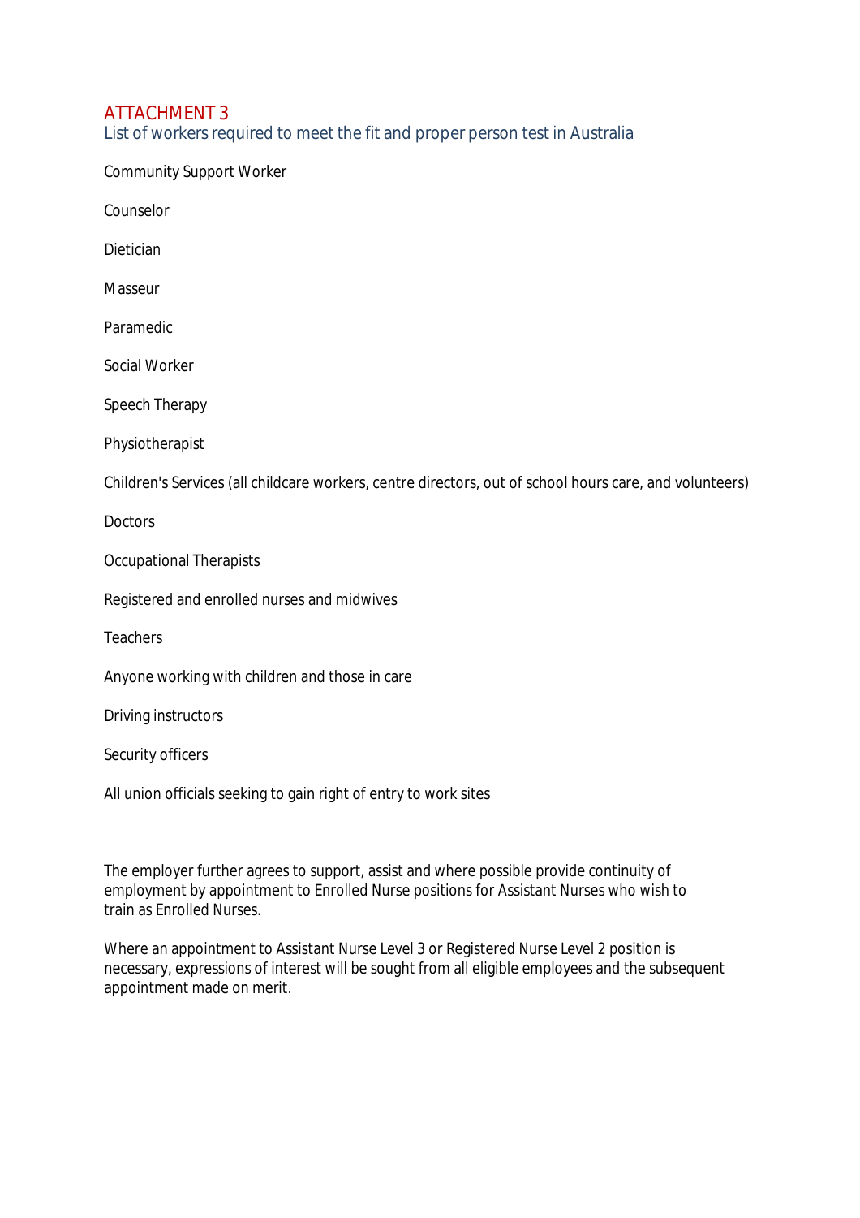# ATTACHMENT 3

## List of workers required to meet the fit and proper person test in Australia

Community Support Worker

Counselor

Dietician

Masseur

Paramedic

Social Worker

Speech Therapy

Physiotherapist

Children's Services (all childcare workers, centre directors, out of school hours care, and volunteers)

Doctors

Occupational Therapists

Registered and enrolled nurses and midwives

Teachers

Anyone working with children and those in care

Driving instructors

Security officers

All union officials seeking to gain right of entry to work sites

The employer further agrees to support, assist and where possible provide continuity of employment by appointment to Enrolled Nurse positions for Assistant Nurses who wish to train as Enrolled Nurses.

Where an appointment to Assistant Nurse Level 3 or Registered Nurse Level 2 position is necessary, expressions of interest will be sought from all eligible employees and the subsequent appointment made on merit.